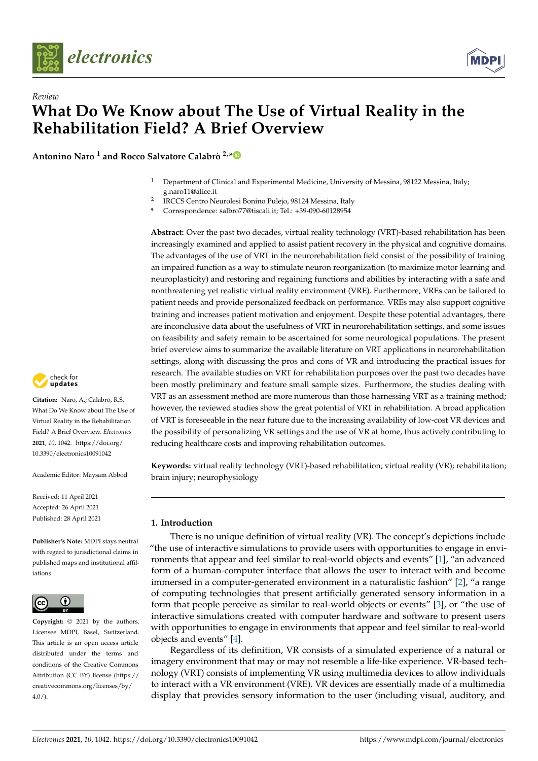*Review*

# What Do We Know about The Use of Virtual Reality in the Rehabilitation Field? A Brief Overview

**Antonino Naro [1] and Rocco Salvatore Calabrò [2,*]**

[1] Department of Clinical and Experimental Medicine, University of Messina, 98122 Messina, Italy; g.naro11@alice.it
[2] IRCCS Centro Neurolesi Bonino Pulejo, 98124 Messina, Italy
[*] Correspondence: salbro77@tiscali.it; Tel.: +39-090-60128954

**Abstract:** Over the past two decades, virtual reality technology (VRT)-based rehabilitation has been increasingly examined and applied to assist patient recovery in the physical and cognitive domains. The advantages of the use of VRT in the neurorehabilitation field consist of the possibility of training an impaired function as a way to stimulate neuron reorganization (to maximize motor learning and neuroplasticity) and restoring and regaining functions and abilities by interacting with a safe and nonthreatening yet realistic virtual reality environment (VRE). Furthermore, VREs can be tailored to patient needs and provide personalized feedback on performance. VREs may also support cognitive training and increases patient motivation and enjoyment. Despite these potential advantages, there are inconclusive data about the usefulness of VRT in neurorehabilitation settings, and some issues on feasibility and safety remain to be ascertained for some neurological populations. The present brief overview aims to summarize the available literature on VRT applications in neurorehabilitation settings, along with discussing the pros and cons of VR and introducing the practical issues for research. The available studies on VRT for rehabilitation purposes over the past two decades have been mostly preliminary and feature small sample sizes. Furthermore, the studies dealing with VRT as an assessment method are more numerous than those harnessing VRT as a training method; however, the reviewed studies show the great potential of VRT in rehabilitation. A broad application of VRT is foreseeable in the near future due to the increasing availability of low-cost VR devices and the possibility of personalizing VR settings and the use of VR at home, thus actively contributing to reducing healthcare costs and improving rehabilitation outcomes.

**Keywords:** virtual reality technology (VRT)-based rehabilitation; virtual reality (VR); rehabilitation; brain injury; neurophysiology

**Citation:** Naro, A.; Calabrò, R.S. What Do We Know about The Use of Virtual Reality in the Rehabilitation Field? A Brief Overview. *Electronics* **2021**, *10*, 1042. https://doi.org/10.3390/electronics10091042

Academic Editor: Maysam Abbod

Received: 11 April 2021
Accepted: 26 April 2021
Published: 28 April 2021

**Publisher's Note:** MDPI stays neutral with regard to jurisdictional claims in published maps and institutional affiliations.

**Copyright:** © 2021 by the authors. Licensee MDPI, Basel, Switzerland. This article is an open access article distributed under the terms and conditions of the Creative Commons Attribution (CC BY) license (https://creativecommons.org/licenses/by/4.0/).

## 1. Introduction

There is no unique definition of virtual reality (VR). The concept's depictions include "the use of interactive simulations to provide users with opportunities to engage in environments that appear and feel similar to real-world objects and events" [1], "an advanced form of a human-computer interface that allows the user to interact with and become immersed in a computer-generated environment in a naturalistic fashion" [2], "a range of computing technologies that present artificially generated sensory information in a form that people perceive as similar to real-world objects or events" [3], or "the use of interactive simulations created with computer hardware and software to present users with opportunities to engage in environments that appear and feel similar to real-world objects and events" [4].

Regardless of its definition, VR consists of a simulated experience of a natural or imagery environment that may or may not resemble a life-like experience. VR-based technology (VRT) consists of implementing VR using multimedia devices to allow individuals to interact with a VR environment (VRE). VR devices are essentially made of a multimedia display that provides sensory information to the user (including visual, auditory, and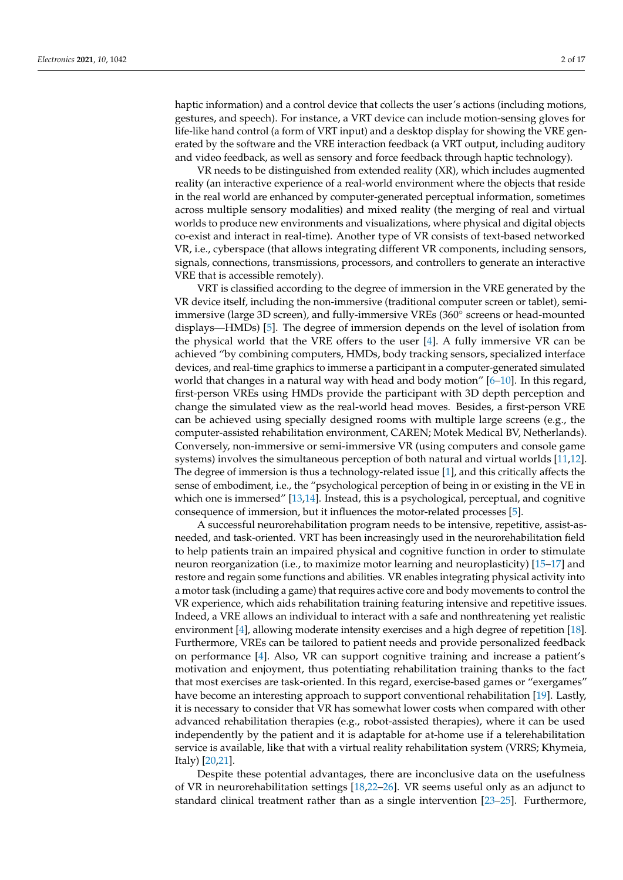haptic information) and a control device that collects the user's actions (including motions, gestures, and speech). For instance, a VRT device can include motion-sensing gloves for life-like hand control (a form of VRT input) and a desktop display for showing the VRE generated by the software and the VRE interaction feedback (a VRT output, including auditory and video feedback, as well as sensory and force feedback through haptic technology).

VR needs to be distinguished from extended reality (XR), which includes augmented reality (an interactive experience of a real-world environment where the objects that reside in the real world are enhanced by computer-generated perceptual information, sometimes across multiple sensory modalities) and mixed reality (the merging of real and virtual worlds to produce new environments and visualizations, where physical and digital objects co-exist and interact in real-time). Another type of VR consists of text-based networked VR, i.e., cyberspace (that allows integrating different VR components, including sensors, signals, connections, transmissions, processors, and controllers to generate an interactive VRE that is accessible remotely).

VRT is classified according to the degree of immersion in the VRE generated by the VR device itself, including the non-immersive (traditional computer screen or tablet), semi-immersive (large 3D screen), and fully-immersive VREs (360° screens or head-mounted displays—HMDs) [5]. The degree of immersion depends on the level of isolation from the physical world that the VRE offers to the user [4]. A fully immersive VR can be achieved "by combining computers, HMDs, body tracking sensors, specialized interface devices, and real-time graphics to immerse a participant in a computer-generated simulated world that changes in a natural way with head and body motion" [6–10]. In this regard, first-person VREs using HMDs provide the participant with 3D depth perception and change the simulated view as the real-world head moves. Besides, a first-person VRE can be achieved using specially designed rooms with multiple large screens (e.g., the computer-assisted rehabilitation environment, CAREN; Motek Medical BV, Netherlands). Conversely, non-immersive or semi-immersive VR (using computers and console game systems) involves the simultaneous perception of both natural and virtual worlds [11,12]. The degree of immersion is thus a technology-related issue [1], and this critically affects the sense of embodiment, i.e., the "psychological perception of being in or existing in the VE in which one is immersed" [13,14]. Instead, this is a psychological, perceptual, and cognitive consequence of immersion, but it influences the motor-related processes [5].

A successful neurorehabilitation program needs to be intensive, repetitive, assist-as-needed, and task-oriented. VRT has been increasingly used in the neurorehabilitation field to help patients train an impaired physical and cognitive function in order to stimulate neuron reorganization (i.e., to maximize motor learning and neuroplasticity) [15–17] and restore and regain some functions and abilities. VR enables integrating physical activity into a motor task (including a game) that requires active core and body movements to control the VR experience, which aids rehabilitation training featuring intensive and repetitive issues. Indeed, a VRE allows an individual to interact with a safe and nonthreatening yet realistic environment [4], allowing moderate intensity exercises and a high degree of repetition [18]. Furthermore, VREs can be tailored to patient needs and provide personalized feedback on performance [4]. Also, VR can support cognitive training and increase a patient's motivation and enjoyment, thus potentiating rehabilitation training thanks to the fact that most exercises are task-oriented. In this regard, exercise-based games or "exergames" have become an interesting approach to support conventional rehabilitation [19]. Lastly, it is necessary to consider that VR has somewhat lower costs when compared with other advanced rehabilitation therapies (e.g., robot-assisted therapies), where it can be used independently by the patient and it is adaptable for at-home use if a telerehabilitation service is available, like that with a virtual reality rehabilitation system (VRRS; Khymeia, Italy) [20,21].

Despite these potential advantages, there are inconclusive data on the usefulness of VR in neurorehabilitation settings [18,22–26]. VR seems useful only as an adjunct to standard clinical treatment rather than as a single intervention [23–25]. Furthermore,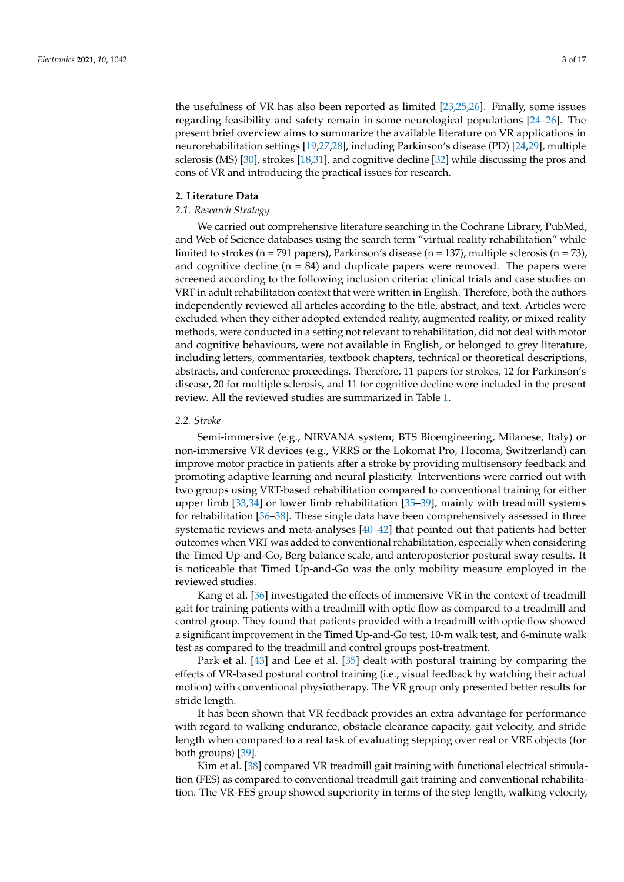the usefulness of VR has also been reported as limited [23,25,26]. Finally, some issues regarding feasibility and safety remain in some neurological populations [24–26]. The present brief overview aims to summarize the available literature on VR applications in neurorehabilitation settings [19,27,28], including Parkinson's disease (PD) [24,29], multiple sclerosis (MS) [30], strokes [18,31], and cognitive decline [32] while discussing the pros and cons of VR and introducing the practical issues for research.

## 2. Literature Data

### 2.1. Research Strategy

We carried out comprehensive literature searching in the Cochrane Library, PubMed, and Web of Science databases using the search term "virtual reality rehabilitation" while limited to strokes (n = 791 papers), Parkinson's disease (n = 137), multiple sclerosis (n = 73), and cognitive decline (n = 84) and duplicate papers were removed. The papers were screened according to the following inclusion criteria: clinical trials and case studies on VRT in adult rehabilitation context that were written in English. Therefore, both the authors independently reviewed all articles according to the title, abstract, and text. Articles were excluded when they either adopted extended reality, augmented reality, or mixed reality methods, were conducted in a setting not relevant to rehabilitation, did not deal with motor and cognitive behaviours, were not available in English, or belonged to grey literature, including letters, commentaries, textbook chapters, technical or theoretical descriptions, abstracts, and conference proceedings. Therefore, 11 papers for strokes, 12 for Parkinson's disease, 20 for multiple sclerosis, and 11 for cognitive decline were included in the present review. All the reviewed studies are summarized in Table 1.

### 2.2. Stroke

Semi-immersive (e.g., NIRVANA system; BTS Bioengineering, Milanese, Italy) or non-immersive VR devices (e.g., VRRS or the Lokomat Pro, Hocoma, Switzerland) can improve motor practice in patients after a stroke by providing multisensory feedback and promoting adaptive learning and neural plasticity. Interventions were carried out with two groups using VRT-based rehabilitation compared to conventional training for either upper limb [33,34] or lower limb rehabilitation [35–39], mainly with treadmill systems for rehabilitation [36–38]. These single data have been comprehensively assessed in three systematic reviews and meta-analyses [40–42] that pointed out that patients had better outcomes when VRT was added to conventional rehabilitation, especially when considering the Timed Up-and-Go, Berg balance scale, and anteroposterior postural sway results. It is noticeable that Timed Up-and-Go was the only mobility measure employed in the reviewed studies.

Kang et al. [36] investigated the effects of immersive VR in the context of treadmill gait for training patients with a treadmill with optic flow as compared to a treadmill and control group. They found that patients provided with a treadmill with optic flow showed a significant improvement in the Timed Up-and-Go test, 10-m walk test, and 6-minute walk test as compared to the treadmill and control groups post-treatment.

Park et al. [43] and Lee et al. [35] dealt with postural training by comparing the effects of VR-based postural control training (i.e., visual feedback by watching their actual motion) with conventional physiotherapy. The VR group only presented better results for stride length.

It has been shown that VR feedback provides an extra advantage for performance with regard to walking endurance, obstacle clearance capacity, gait velocity, and stride length when compared to a real task of evaluating stepping over real or VRE objects (for both groups) [39].

Kim et al. [38] compared VR treadmill gait training with functional electrical stimulation (FES) as compared to conventional treadmill gait training and conventional rehabilitation. The VR-FES group showed superiority in terms of the step length, walking velocity,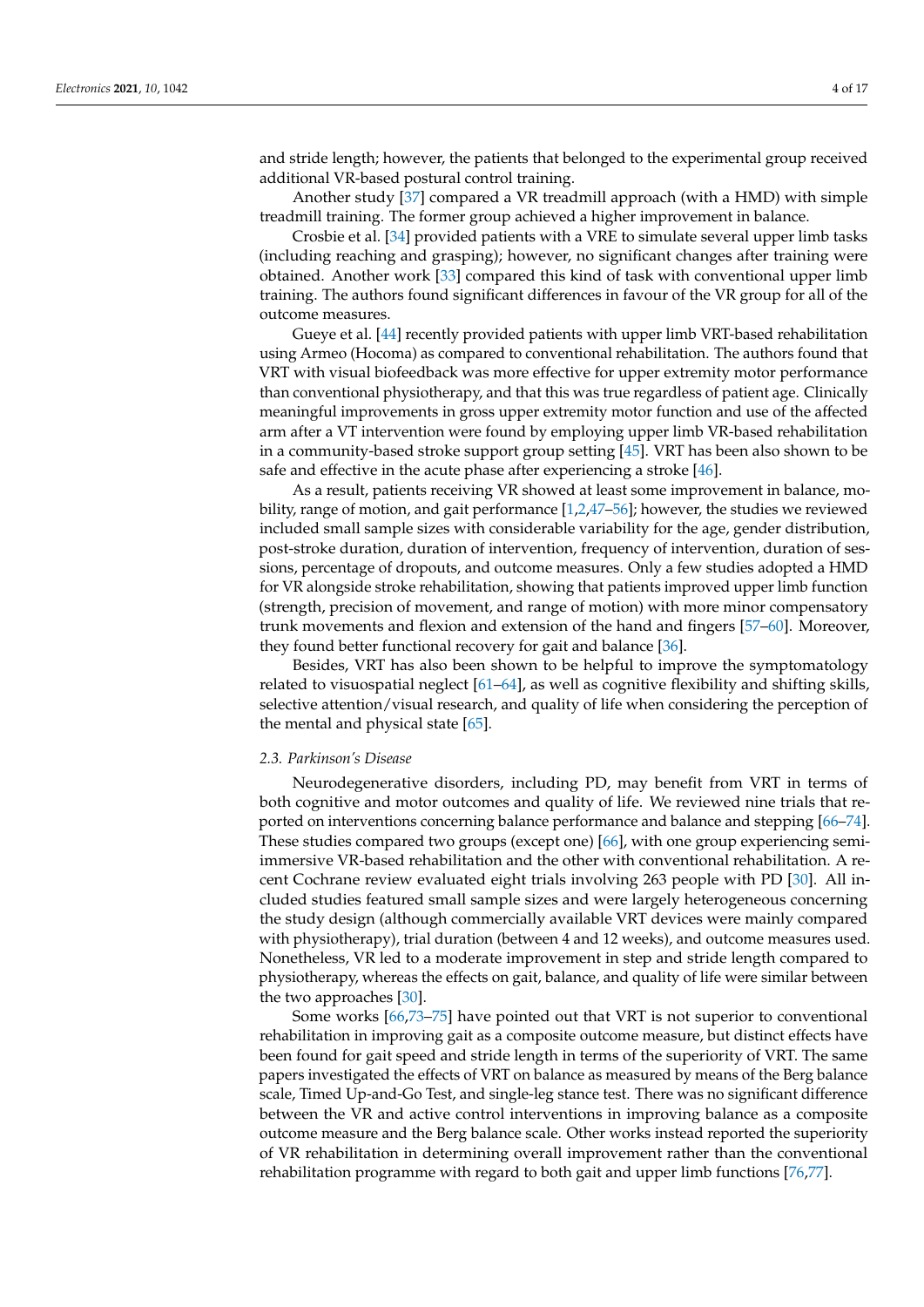and stride length; however, the patients that belonged to the experimental group received additional VR-based postural control training.

Another study [37] compared a VR treadmill approach (with a HMD) with simple treadmill training. The former group achieved a higher improvement in balance.

Crosbie et al. [34] provided patients with a VRE to simulate several upper limb tasks (including reaching and grasping); however, no significant changes after training were obtained. Another work [33] compared this kind of task with conventional upper limb training. The authors found significant differences in favour of the VR group for all of the outcome measures.

Gueye et al. [44] recently provided patients with upper limb VRT-based rehabilitation using Armeo (Hocoma) as compared to conventional rehabilitation. The authors found that VRT with visual biofeedback was more effective for upper extremity motor performance than conventional physiotherapy, and that this was true regardless of patient age. Clinically meaningful improvements in gross upper extremity motor function and use of the affected arm after a VT intervention were found by employing upper limb VR-based rehabilitation in a community-based stroke support group setting [45]. VRT has been also shown to be safe and effective in the acute phase after experiencing a stroke [46].

As a result, patients receiving VR showed at least some improvement in balance, mobility, range of motion, and gait performance [1,2,47–56]; however, the studies we reviewed included small sample sizes with considerable variability for the age, gender distribution, post-stroke duration, duration of intervention, frequency of intervention, duration of sessions, percentage of dropouts, and outcome measures. Only a few studies adopted a HMD for VR alongside stroke rehabilitation, showing that patients improved upper limb function (strength, precision of movement, and range of motion) with more minor compensatory trunk movements and flexion and extension of the hand and fingers [57–60]. Moreover, they found better functional recovery for gait and balance [36].

Besides, VRT has also been shown to be helpful to improve the symptomatology related to visuospatial neglect [61–64], as well as cognitive flexibility and shifting skills, selective attention/visual research, and quality of life when considering the perception of the mental and physical state [65].

### 2.3. Parkinson's Disease

Neurodegenerative disorders, including PD, may benefit from VRT in terms of both cognitive and motor outcomes and quality of life. We reviewed nine trials that reported on interventions concerning balance performance and balance and stepping [66–74]. These studies compared two groups (except one) [66], with one group experiencing semi-immersive VR-based rehabilitation and the other with conventional rehabilitation. A recent Cochrane review evaluated eight trials involving 263 people with PD [30]. All included studies featured small sample sizes and were largely heterogeneous concerning the study design (although commercially available VRT devices were mainly compared with physiotherapy), trial duration (between 4 and 12 weeks), and outcome measures used. Nonetheless, VR led to a moderate improvement in step and stride length compared to physiotherapy, whereas the effects on gait, balance, and quality of life were similar between the two approaches [30].

Some works [66,73–75] have pointed out that VRT is not superior to conventional rehabilitation in improving gait as a composite outcome measure, but distinct effects have been found for gait speed and stride length in terms of the superiority of VRT. The same papers investigated the effects of VRT on balance as measured by means of the Berg balance scale, Timed Up-and-Go Test, and single-leg stance test. There was no significant difference between the VR and active control interventions in improving balance as a composite outcome measure and the Berg balance scale. Other works instead reported the superiority of VR rehabilitation in determining overall improvement rather than the conventional rehabilitation programme with regard to both gait and upper limb functions [76,77].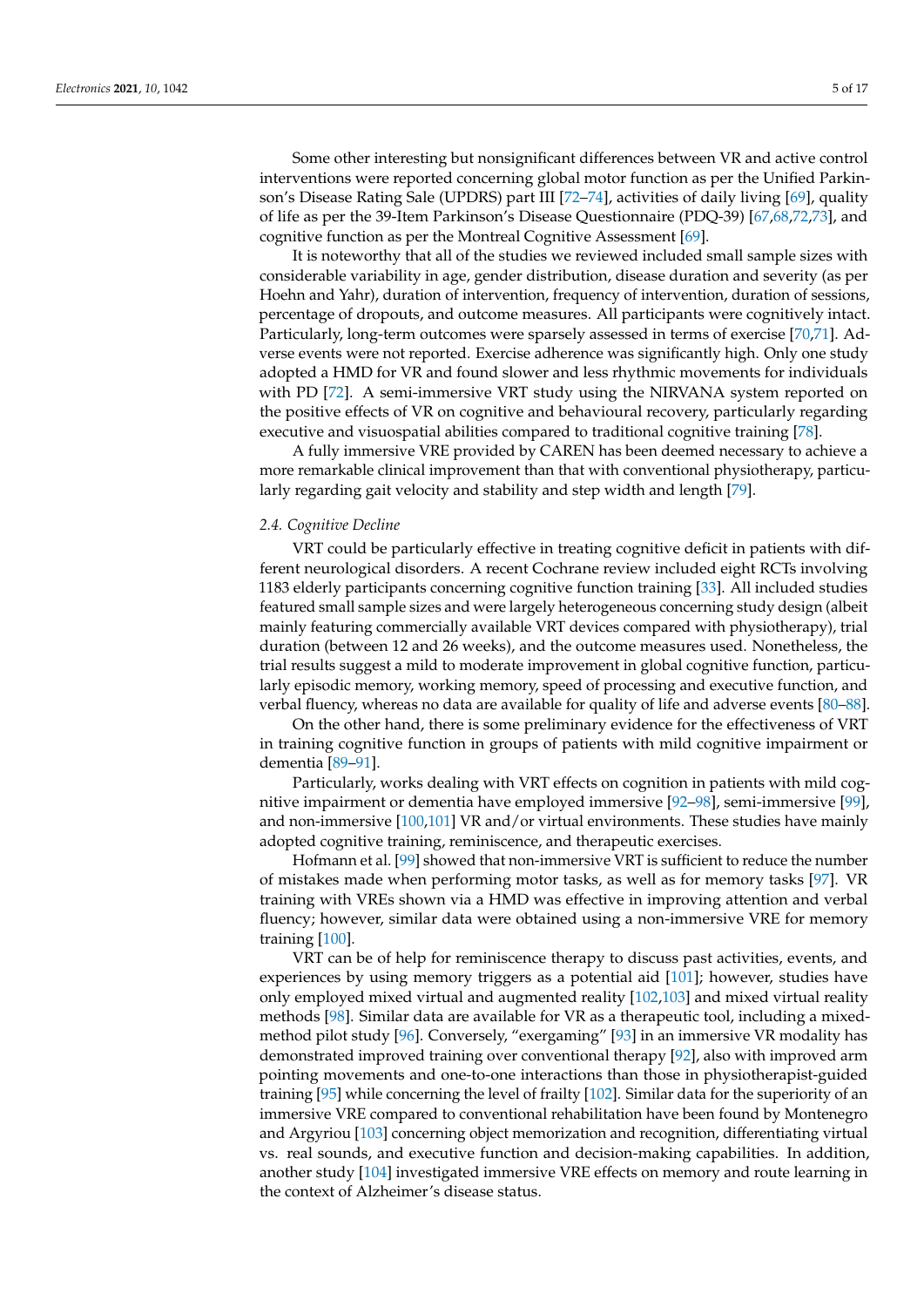Some other interesting but nonsignificant differences between VR and active control interventions were reported concerning global motor function as per the Unified Parkinson's Disease Rating Sale (UPDRS) part III [72–74], activities of daily living [69], quality of life as per the 39-Item Parkinson's Disease Questionnaire (PDQ-39) [67,68,72,73], and cognitive function as per the Montreal Cognitive Assessment [69].

It is noteworthy that all of the studies we reviewed included small sample sizes with considerable variability in age, gender distribution, disease duration and severity (as per Hoehn and Yahr), duration of intervention, frequency of intervention, duration of sessions, percentage of dropouts, and outcome measures. All participants were cognitively intact. Particularly, long-term outcomes were sparsely assessed in terms of exercise [70,71]. Adverse events were not reported. Exercise adherence was significantly high. Only one study adopted a HMD for VR and found slower and less rhythmic movements for individuals with PD [72]. A semi-immersive VRT study using the NIRVANA system reported on the positive effects of VR on cognitive and behavioural recovery, particularly regarding executive and visuospatial abilities compared to traditional cognitive training [78].

A fully immersive VRE provided by CAREN has been deemed necessary to achieve a more remarkable clinical improvement than that with conventional physiotherapy, particularly regarding gait velocity and stability and step width and length [79].

### 2.4. Cognitive Decline

VRT could be particularly effective in treating cognitive deficit in patients with different neurological disorders. A recent Cochrane review included eight RCTs involving 1183 elderly participants concerning cognitive function training [33]. All included studies featured small sample sizes and were largely heterogeneous concerning study design (albeit mainly featuring commercially available VRT devices compared with physiotherapy), trial duration (between 12 and 26 weeks), and the outcome measures used. Nonetheless, the trial results suggest a mild to moderate improvement in global cognitive function, particularly episodic memory, working memory, speed of processing and executive function, and verbal fluency, whereas no data are available for quality of life and adverse events [80–88].

On the other hand, there is some preliminary evidence for the effectiveness of VRT in training cognitive function in groups of patients with mild cognitive impairment or dementia [89–91].

Particularly, works dealing with VRT effects on cognition in patients with mild cognitive impairment or dementia have employed immersive [92–98], semi-immersive [99], and non-immersive [100,101] VR and/or virtual environments. These studies have mainly adopted cognitive training, reminiscence, and therapeutic exercises.

Hofmann et al. [99] showed that non-immersive VRT is sufficient to reduce the number of mistakes made when performing motor tasks, as well as for memory tasks [97]. VR training with VREs shown via a HMD was effective in improving attention and verbal fluency; however, similar data were obtained using a non-immersive VRE for memory training [100].

VRT can be of help for reminiscence therapy to discuss past activities, events, and experiences by using memory triggers as a potential aid [101]; however, studies have only employed mixed virtual and augmented reality [102,103] and mixed virtual reality methods [98]. Similar data are available for VR as a therapeutic tool, including a mixed-method pilot study [96]. Conversely, "exergaming" [93] in an immersive VR modality has demonstrated improved training over conventional therapy [92], also with improved arm pointing movements and one-to-one interactions than those in physiotherapist-guided training [95] while concerning the level of frailty [102]. Similar data for the superiority of an immersive VRE compared to conventional rehabilitation have been found by Montenegro and Argyriou [103] concerning object memorization and recognition, differentiating virtual vs. real sounds, and executive function and decision-making capabilities. In addition, another study [104] investigated immersive VRE effects on memory and route learning in the context of Alzheimer's disease status.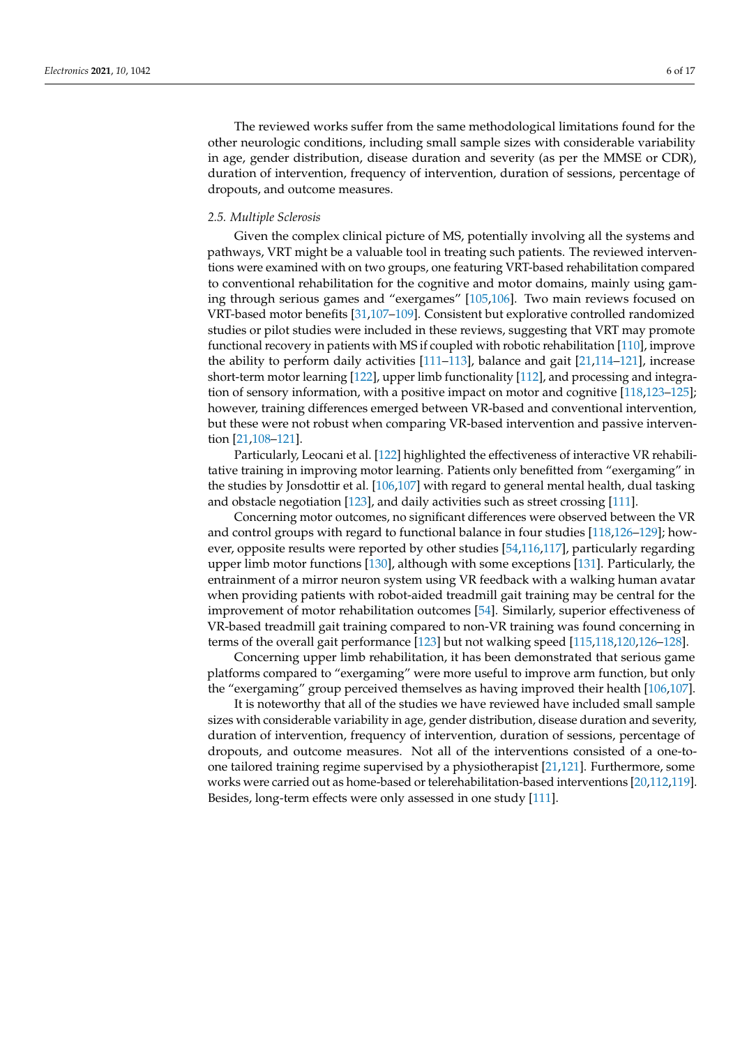The reviewed works suffer from the same methodological limitations found for the other neurologic conditions, including small sample sizes with considerable variability in age, gender distribution, disease duration and severity (as per the MMSE or CDR), duration of intervention, frequency of intervention, duration of sessions, percentage of dropouts, and outcome measures.

### *2.5. Multiple Sclerosis*

Given the complex clinical picture of MS, potentially involving all the systems and pathways, VRT might be a valuable tool in treating such patients. The reviewed interventions were examined with on two groups, one featuring VRT-based rehabilitation compared to conventional rehabilitation for the cognitive and motor domains, mainly using gaming through serious games and "exergames" [105,106]. Two main reviews focused on VRT-based motor benefits [31,107–109]. Consistent but explorative controlled randomized studies or pilot studies were included in these reviews, suggesting that VRT may promote functional recovery in patients with MS if coupled with robotic rehabilitation [110], improve the ability to perform daily activities [111–113], balance and gait [21,114–121], increase short-term motor learning [122], upper limb functionality [112], and processing and integration of sensory information, with a positive impact on motor and cognitive [118,123–125]; however, training differences emerged between VR-based and conventional intervention, but these were not robust when comparing VR-based intervention and passive intervention [21,108–121].

Particularly, Leocani et al. [122] highlighted the effectiveness of interactive VR rehabilitative training in improving motor learning. Patients only benefitted from "exergaming" in the studies by Jonsdottir et al. [106,107] with regard to general mental health, dual tasking and obstacle negotiation [123], and daily activities such as street crossing [111].

Concerning motor outcomes, no significant differences were observed between the VR and control groups with regard to functional balance in four studies [118,126–129]; however, opposite results were reported by other studies [54,116,117], particularly regarding upper limb motor functions [130], although with some exceptions [131]. Particularly, the entrainment of a mirror neuron system using VR feedback with a walking human avatar when providing patients with robot-aided treadmill gait training may be central for the improvement of motor rehabilitation outcomes [54]. Similarly, superior effectiveness of VR-based treadmill gait training compared to non-VR training was found concerning in terms of the overall gait performance [123] but not walking speed [115,118,120,126–128].

Concerning upper limb rehabilitation, it has been demonstrated that serious game platforms compared to "exergaming" were more useful to improve arm function, but only the "exergaming" group perceived themselves as having improved their health [106,107].

It is noteworthy that all of the studies we have reviewed have included small sample sizes with considerable variability in age, gender distribution, disease duration and severity, duration of intervention, frequency of intervention, duration of sessions, percentage of dropouts, and outcome measures. Not all of the interventions consisted of a one-to-one tailored training regime supervised by a physiotherapist [21,121]. Furthermore, some works were carried out as home-based or telerehabilitation-based interventions [20,112,119]. Besides, long-term effects were only assessed in one study [111].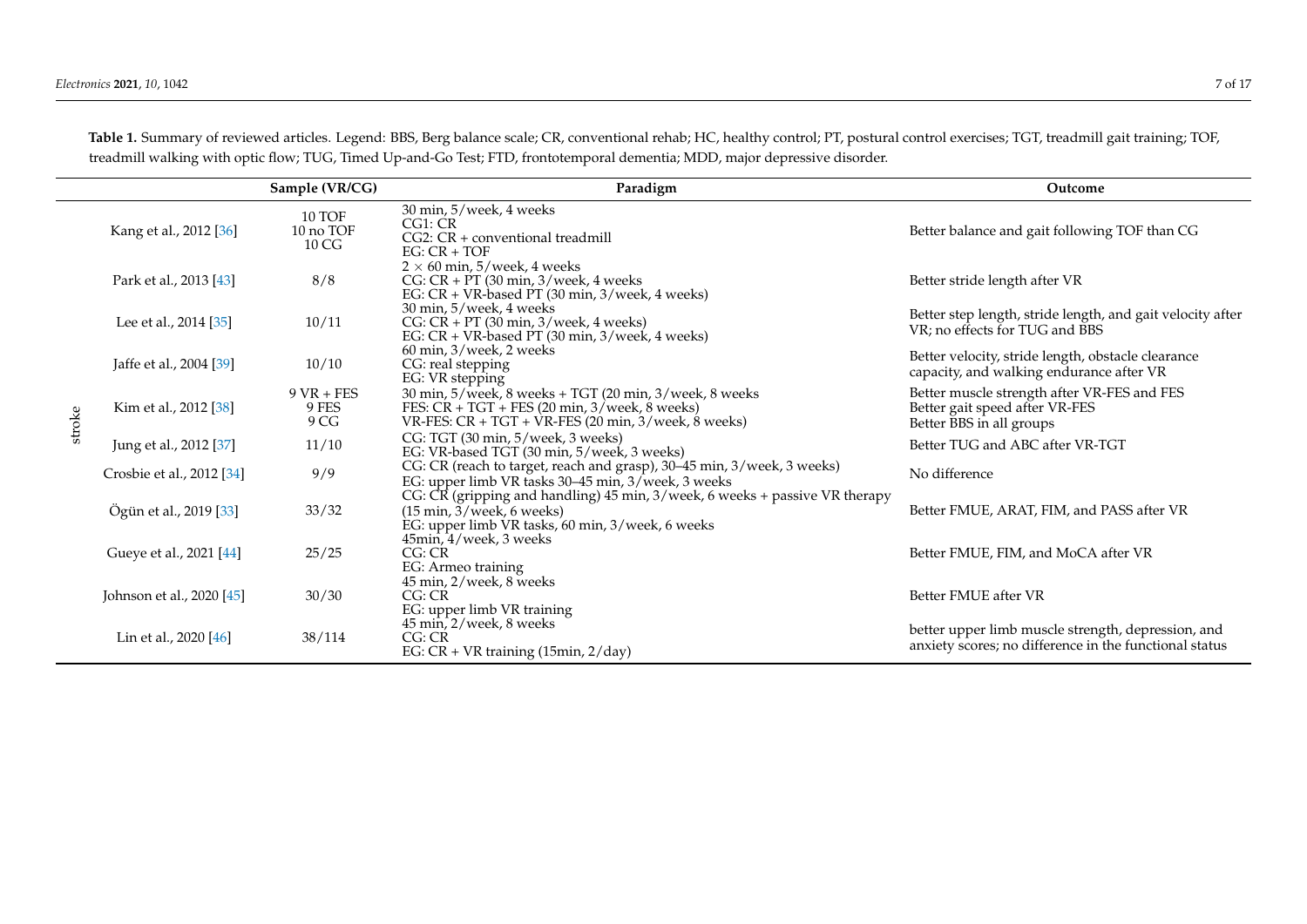**Table 1.** Summary of reviewed articles. Legend: BBS, Berg balance scale; CR, conventional rehab; HC, healthy control; PT, postural control exercises; TGT, treadmill gait training; TOF, treadmill walking with optic flow; TUG, Timed Up-and-Go Test; FTD, frontotemporal dementia; MDD, major depressive disorder.

| | | Sample (VR/CG) | Paradigm | Outcome |
|---|---|---|---|---|
| stroke | Kang et al., 2012 [36] | 10 TOF<br>10 no TOF<br>10 CG | 30 min, 5/week, 4 weeks<br>CG1: CR<br>CG2: CR + conventional treadmill<br>EG: CR + TOF | Better balance and gait following TOF than CG |
| | Park et al., 2013 [43] | 8/8 | 2 × 60 min, 5/week, 4 weeks<br>CG: CR + PT (30 min, 3/week, 4 weeks<br>EG: CR + VR-based PT (30 min, 3/week, 4 weeks) | Better stride length after VR |
| | Lee et al., 2014 [35] | 10/11 | 30 min, 5/week, 4 weeks<br>CG: CR + PT (30 min, 3/week, 4 weeks)<br>EG: CR + VR-based PT (30 min, 3/week, 4 weeks) | Better step length, stride length, and gait velocity after VR; no effects for TUG and BBS |
| | Jaffe et al., 2004 [39] | 10/10 | 60 min, 3/week, 2 weeks<br>CG: real stepping<br>EG: VR stepping | Better velocity, stride length, obstacle clearance capacity, and walking endurance after VR |
| | Kim et al., 2012 [38] | 9 VR + FES<br>9 FES<br>9 CG | 30 min, 5/week, 8 weeks + TGT (20 min, 3/week, 8 weeks<br>FES: CR + TGT + FES (20 min, 3/week, 8 weeks)<br>VR-FES: CR + TGT + VR-FES (20 min, 3/week, 8 weeks) | Better muscle strength after VR-FES and FES<br>Better gait speed after VR-FES<br>Better BBS in all groups |
| | Jung et al., 2012 [37] | 11/10 | CG: TGT (30 min, 5/week, 3 weeks)<br>EG: VR-based TGT (30 min, 5/week, 3 weeks) | Better TUG and ABC after VR-TGT |
| | Crosbie et al., 2012 [34] | 9/9 | CG: CR (reach to target, reach and grasp), 30–45 min, 3/week, 3 weeks)<br>EG: upper limb VR tasks 30–45 min, 3/week, 3 weeks | No difference |
| | Ögün et al., 2019 [33] | 33/32 | CG: CR (gripping and handling) 45 min, 3/week, 6 weeks + passive VR therapy (15 min, 3/week, 6 weeks)<br>EG: upper limb VR tasks, 60 min, 3/week, 6 weeks | Better FMUE, ARAT, FIM, and PASS after VR |
| | Gueye et al., 2021 [44] | 25/25 | 45min, 4/week, 3 weeks<br>CG: CR<br>EG: Armeo training | Better FMUE, FIM, and MoCA after VR |
| | Johnson et al., 2020 [45] | 30/30 | 45 min, 2/week, 8 weeks<br>CG: CR<br>EG: upper limb VR training | Better FMUE after VR |
| | Lin et al., 2020 [46] | 38/114 | 45 min, 2/week, 8 weeks<br>CG: CR<br>EG: CR + VR training (15min, 2/day) | better upper limb muscle strength, depression, and anxiety scores; no difference in the functional status |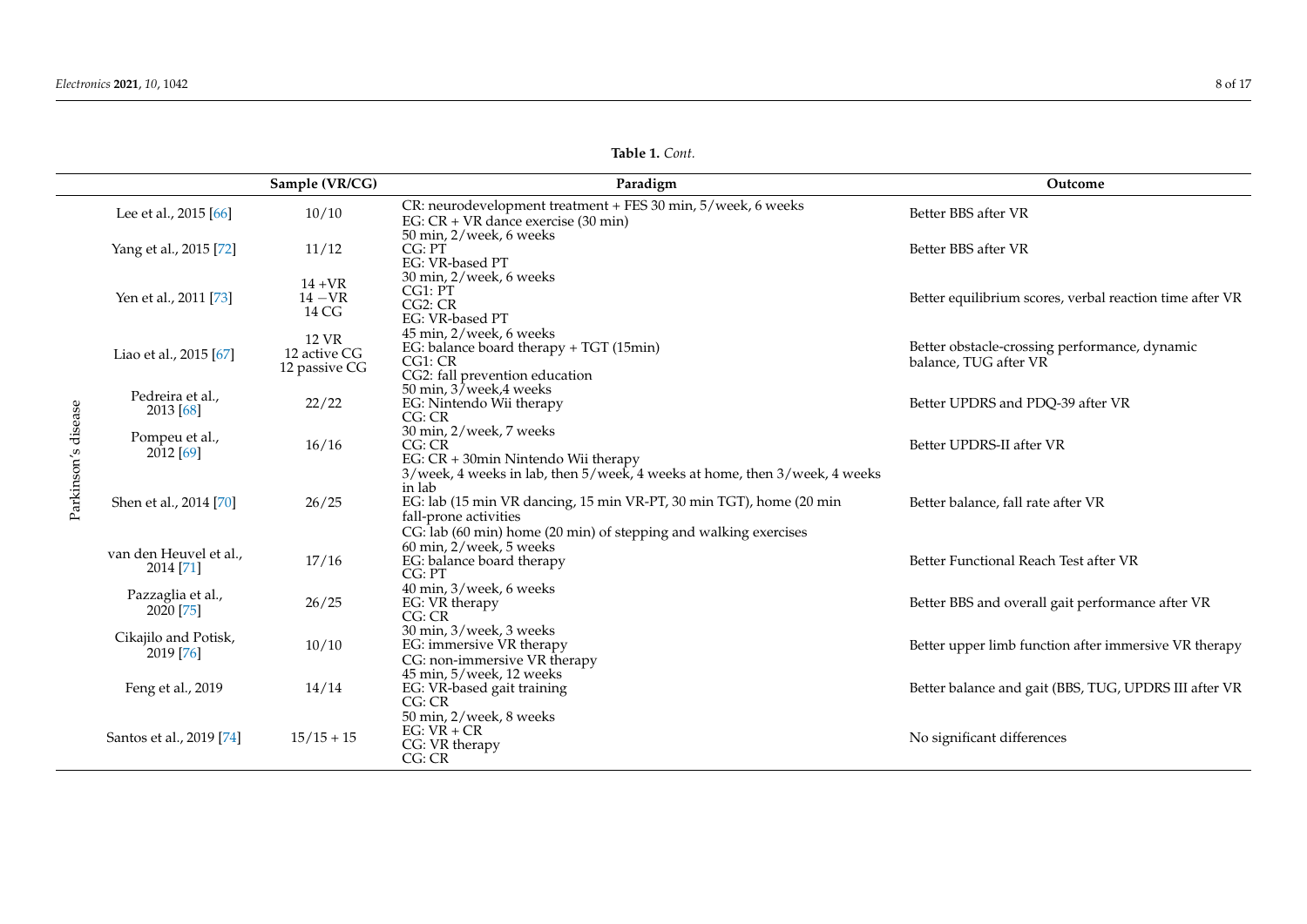**Table 1.** *Cont.*

| | | Sample (VR/CG) | Paradigm | Outcome |
|---|---|---|---|---|
| Parkinson's disease | Lee et al., 2015 [66] | 10/10 | CR: neurodevelopment treatment + FES 30 min, 5/week, 6 weeks<br>EG: CR + VR dance exercise (30 min) | Better BBS after VR |
| | Yang et al., 2015 [72] | 11/12 | 50 min, 2/week, 6 weeks<br>CG: PT<br>EG: VR-based PT | Better BBS after VR |
| | Yen et al., 2011 [73] | 14 +VR<br>14 −VR<br>14 CG | 30 min, 2/week, 6 weeks<br>CG1: PT<br>CG2: CR<br>EG: VR-based PT | Better equilibrium scores, verbal reaction time after VR |
| | Liao et al., 2015 [67] | 12 VR<br>12 active CG<br>12 passive CG | 45 min, 2/week, 6 weeks<br>EG: balance board therapy + TGT (15min)<br>CG1: CR<br>CG2: fall prevention education | Better obstacle-crossing performance, dynamic balance, TUG after VR |
| | Pedreira et al., 2013 [68] | 22/22 | 50 min, 3/week,4 weeks<br>EG: Nintendo Wii therapy<br>CG: CR | Better UPDRS and PDQ-39 after VR |
| | Pompeu et al., 2012 [69] | 16/16 | 30 min, 2/week, 7 weeks<br>CG: CR<br>EG: CR + 30min Nintendo Wii therapy | Better UPDRS-II after VR |
| | Shen et al., 2014 [70] | 26/25 | 3/week, 4 weeks in lab, then 5/week, 4 weeks at home, then 3/week, 4 weeks in lab<br>EG: lab (15 min VR dancing, 15 min VR-PT, 30 min TGT), home (20 min fall-prone activities<br>CG: lab (60 min) home (20 min) of stepping and walking exercises | Better balance, fall rate after VR |
| | van den Heuvel et al., 2014 [71] | 17/16 | 60 min, 2/week, 5 weeks<br>EG: balance board therapy<br>CG: PT | Better Functional Reach Test after VR |
| | Pazzaglia et al., 2020 [75] | 26/25 | 40 min, 3/week, 6 weeks<br>EG: VR therapy<br>CG: CR | Better BBS and overall gait performance after VR |
| | Cikajilo and Potisk, 2019 [76] | 10/10 | 30 min, 3/week, 3 weeks<br>EG: immersive VR therapy<br>CG: non-immersive VR therapy | Better upper limb function after immersive VR therapy |
| | Feng et al., 2019 | 14/14 | 45 min, 5/week, 12 weeks<br>EG: VR-based gait training<br>CG: CR | Better balance and gait (BBS, TUG, UPDRS III after VR |
| | Santos et al., 2019 [74] | 15/15 + 15 | 50 min, 2/week, 8 weeks<br>EG: VR + CR<br>CG: VR therapy<br>CG: CR | No significant differences |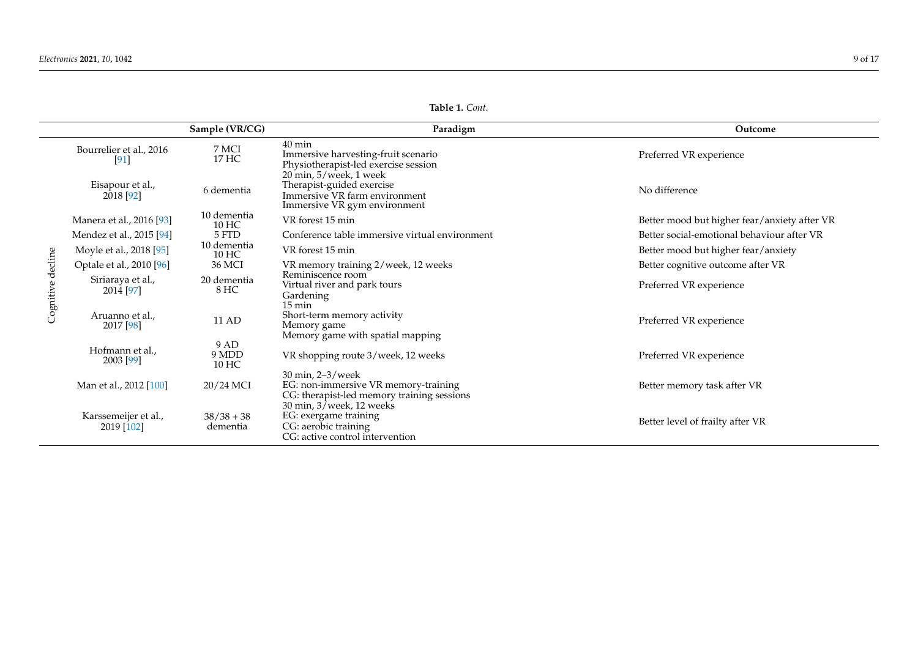**Table 1.** *Cont.*

| | | Sample (VR/CG) | Paradigm | Outcome |
|---|---|---|---|---|
| Cognitive decline | Bourrelier et al., 2016 [91] | 7 MCI<br>17 HC | 40 min<br>Immersive harvesting-fruit scenario<br>Physiotherapist-led exercise session | Preferred VR experience |
| | Eisapour et al., 2018 [92] | 6 dementia | 20 min, 5/week, 1 week<br>Therapist-guided exercise<br>Immersive VR farm environment<br>Immersive VR gym environment | No difference |
| | Manera et al., 2016 [93] | 10 dementia<br>10 HC | VR forest 15 min | Better mood but higher fear/anxiety after VR |
| | Mendez et al., 2015 [94] | 5 FTD | Conference table immersive virtual environment | Better social-emotional behaviour after VR |
| | Moyle et al., 2018 [95] | 10 dementia<br>10 HC | VR forest 15 min | Better mood but higher fear/anxiety |
| | Optale et al., 2010 [96] | 36 MCI | VR memory training 2/week, 12 weeks | Better cognitive outcome after VR |
| | Siriaraya et al., 2014 [97] | 20 dementia<br>8 HC | Reminiscence room<br>Virtual river and park tours<br>Gardening | Preferred VR experience |
| | Aruanno et al., 2017 [98] | 11 AD | 15 min<br>Short-term memory activity<br>Memory game<br>Memory game with spatial mapping | Preferred VR experience |
| | Hofmann et al., 2003 [99] | 9 AD<br>9 MDD<br>10 HC | VR shopping route 3/week, 12 weeks | Preferred VR experience |
| | Man et al., 2012 [100] | 20/24 MCI | 30 min, 2–3/week<br>EG: non-immersive VR memory-training<br>CG: therapist-led memory training sessions | Better memory task after VR |
| | Karssemeijer et al., 2019 [102] | 38/38 + 38 dementia | 30 min, 3/week, 12 weeks<br>EG: exergame training<br>CG: aerobic training<br>CG: active control intervention | Better level of frailty after VR |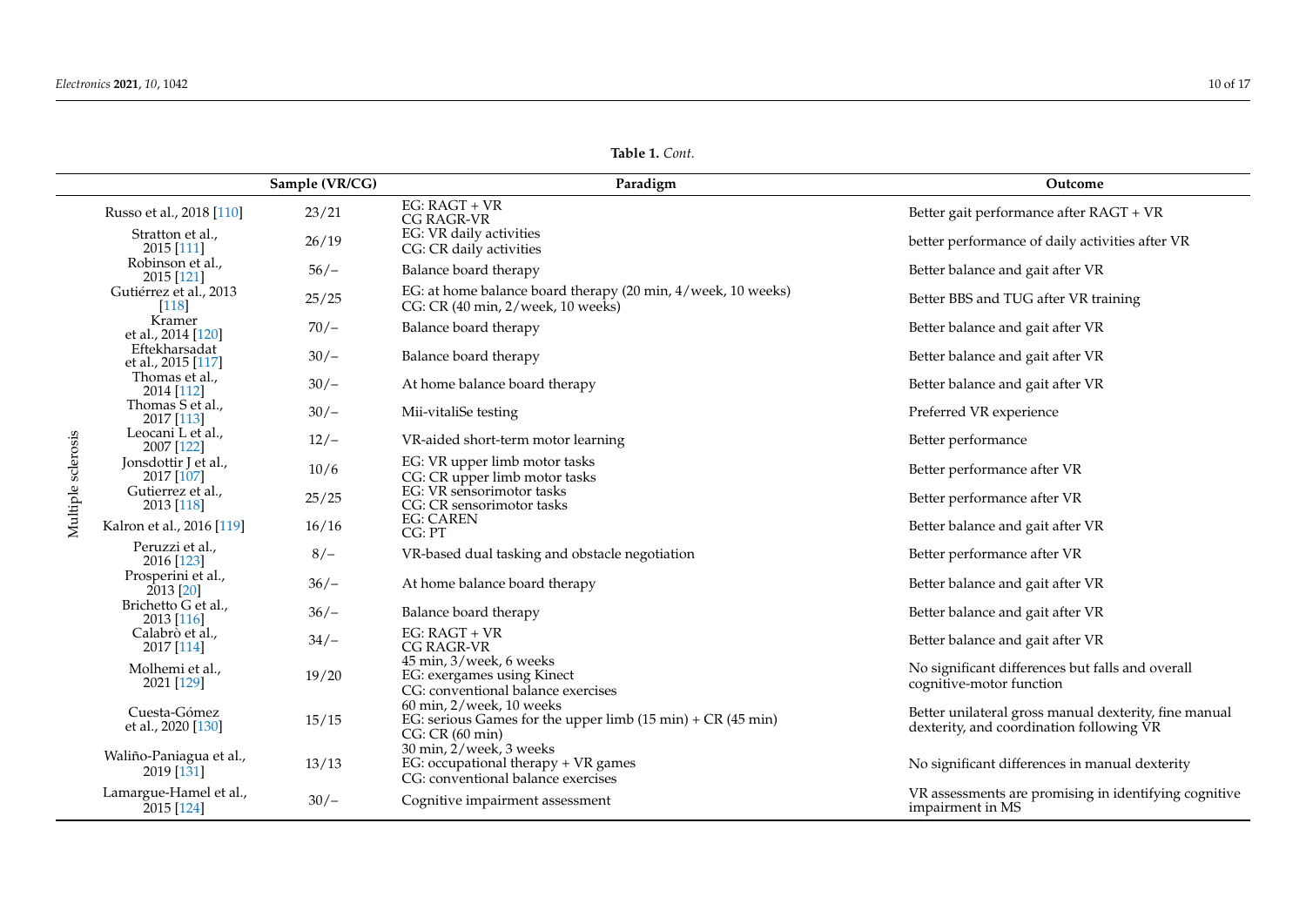**Table 1.** *Cont.*

| | | Sample (VR/CG) | Paradigm | Outcome |
|---|---|---|---|---|
| Multiple sclerosis | Russo et al., 2018 [110] | 23/21 | EG: RAGT + VR<br>CG RAGR-VR | Better gait performance after RAGT + VR |
| | Stratton et al., 2015 [111] | 26/19 | EG: VR daily activities<br>CG: CR daily activities | better performance of daily activities after VR |
| | Robinson et al., 2015 [121] | 56/− | Balance board therapy | Better balance and gait after VR |
| | Gutiérrez et al., 2013 [118] | 25/25 | EG: at home balance board therapy (20 min, 4/week, 10 weeks)<br>CG: CR (40 min, 2/week, 10 weeks) | Better BBS and TUG after VR training |
| | Kramer et al., 2014 [120] | 70/− | Balance board therapy | Better balance and gait after VR |
| | Eftekharsadat et al., 2015 [117] | 30/− | Balance board therapy | Better balance and gait after VR |
| | Thomas et al., 2014 [112] | 30/− | At home balance board therapy | Better balance and gait after VR |
| | Thomas S et al., 2017 [113] | 30/− | Mii-vitaliSe testing | Preferred VR experience |
| | Leocani L et al., 2007 [122] | 12/− | VR-aided short-term motor learning | Better performance |
| | Jonsdottir J et al., 2017 [107] | 10/6 | EG: VR upper limb motor tasks<br>CG: CR upper limb motor tasks | Better performance after VR |
| | Gutierrez et al., 2013 [118] | 25/25 | EG: VR sensorimotor tasks<br>CG: CR sensorimotor tasks | Better performance after VR |
| | Kalron et al., 2016 [119] | 16/16 | EG: CAREN<br>CG: PT | Better balance and gait after VR |
| | Peruzzi et al., 2016 [123] | 8/− | VR-based dual tasking and obstacle negotiation | Better performance after VR |
| | Prosperini et al., 2013 [20] | 36/− | At home balance board therapy | Better balance and gait after VR |
| | Brichetto G et al., 2013 [116] | 36/− | Balance board therapy | Better balance and gait after VR |
| | Calabrò et al., 2017 [114] | 34/− | EG: RAGT + VR<br>CG RAGR-VR | Better balance and gait after VR |
| | Molhemi et al., 2021 [129] | 19/20 | 45 min, 3/week, 6 weeks<br>EG: exergames using Kinect<br>CG: conventional balance exercises | No significant differences but falls and overall cognitive-motor function |
| | Cuesta-Gómez et al., 2020 [130] | 15/15 | 60 min, 2/week, 10 weeks<br>EG: serious Games for the upper limb (15 min) + CR (45 min)<br>CG: CR (60 min) | Better unilateral gross manual dexterity, fine manual dexterity, and coordination following VR |
| | Waliño-Paniagua et al., 2019 [131] | 13/13 | 30 min, 2/week, 3 weeks<br>EG: occupational therapy + VR games<br>CG: conventional balance exercises | No significant differences in manual dexterity |
| | Lamargue-Hamel et al., 2015 [124] | 30/− | Cognitive impairment assessment | VR assessments are promising in identifying cognitive impairment in MS |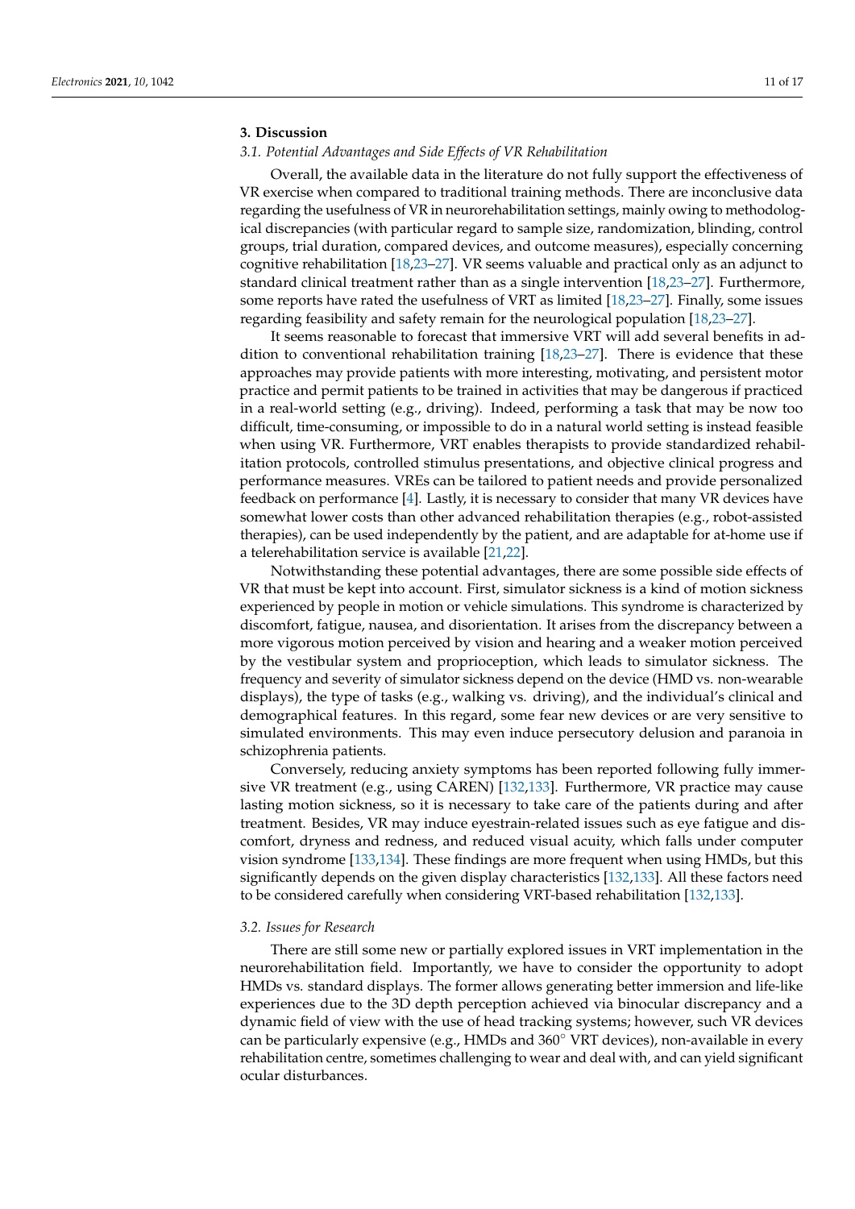## 3. Discussion

### 3.1. Potential Advantages and Side Effects of VR Rehabilitation

Overall, the available data in the literature do not fully support the effectiveness of VR exercise when compared to traditional training methods. There are inconclusive data regarding the usefulness of VR in neurorehabilitation settings, mainly owing to methodological discrepancies (with particular regard to sample size, randomization, blinding, control groups, trial duration, compared devices, and outcome measures), especially concerning cognitive rehabilitation [18,23–27]. VR seems valuable and practical only as an adjunct to standard clinical treatment rather than as a single intervention [18,23–27]. Furthermore, some reports have rated the usefulness of VRT as limited [18,23–27]. Finally, some issues regarding feasibility and safety remain for the neurological population [18,23–27].

It seems reasonable to forecast that immersive VRT will add several benefits in addition to conventional rehabilitation training [18,23–27]. There is evidence that these approaches may provide patients with more interesting, motivating, and persistent motor practice and permit patients to be trained in activities that may be dangerous if practiced in a real-world setting (e.g., driving). Indeed, performing a task that may be now too difficult, time-consuming, or impossible to do in a natural world setting is instead feasible when using VR. Furthermore, VRT enables therapists to provide standardized rehabilitation protocols, controlled stimulus presentations, and objective clinical progress and performance measures. VREs can be tailored to patient needs and provide personalized feedback on performance [4]. Lastly, it is necessary to consider that many VR devices have somewhat lower costs than other advanced rehabilitation therapies (e.g., robot-assisted therapies), can be used independently by the patient, and are adaptable for at-home use if a telerehabilitation service is available [21,22].

Notwithstanding these potential advantages, there are some possible side effects of VR that must be kept into account. First, simulator sickness is a kind of motion sickness experienced by people in motion or vehicle simulations. This syndrome is characterized by discomfort, fatigue, nausea, and disorientation. It arises from the discrepancy between a more vigorous motion perceived by vision and hearing and a weaker motion perceived by the vestibular system and proprioception, which leads to simulator sickness. The frequency and severity of simulator sickness depend on the device (HMD vs. non-wearable displays), the type of tasks (e.g., walking vs. driving), and the individual's clinical and demographical features. In this regard, some fear new devices or are very sensitive to simulated environments. This may even induce persecutory delusion and paranoia in schizophrenia patients.

Conversely, reducing anxiety symptoms has been reported following fully immersive VR treatment (e.g., using CAREN) [132,133]. Furthermore, VR practice may cause lasting motion sickness, so it is necessary to take care of the patients during and after treatment. Besides, VR may induce eyestrain-related issues such as eye fatigue and discomfort, dryness and redness, and reduced visual acuity, which falls under computer vision syndrome [133,134]. These findings are more frequent when using HMDs, but this significantly depends on the given display characteristics [132,133]. All these factors need to be considered carefully when considering VRT-based rehabilitation [132,133].

### 3.2. Issues for Research

There are still some new or partially explored issues in VRT implementation in the neurorehabilitation field. Importantly, we have to consider the opportunity to adopt HMDs vs. standard displays. The former allows generating better immersion and life-like experiences due to the 3D depth perception achieved via binocular discrepancy and a dynamic field of view with the use of head tracking systems; however, such VR devices can be particularly expensive (e.g., HMDs and 360° VRT devices), non-available in every rehabilitation centre, sometimes challenging to wear and deal with, and can yield significant ocular disturbances.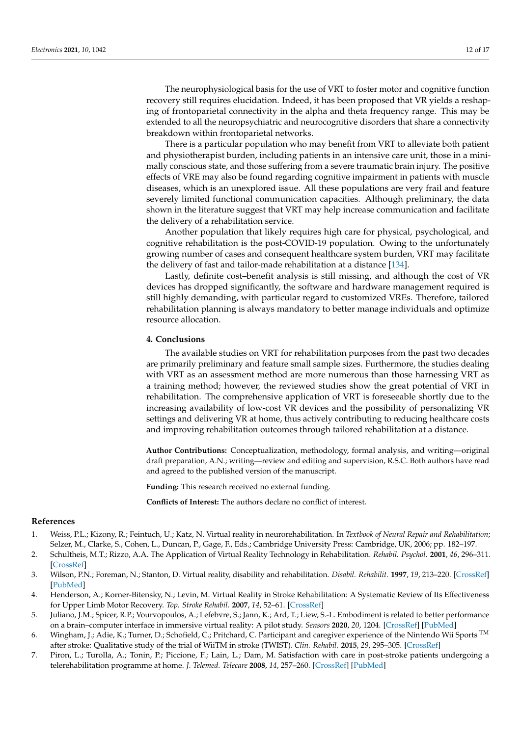The neurophysiological basis for the use of VRT to foster motor and cognitive function recovery still requires elucidation. Indeed, it has been proposed that VRT yields a reshaping of frontoparietal connectivity in the alpha and theta frequency range. This may be extended to all the neuropsychiatric and neurocognitive disorders that share a connectivity breakdown within frontoparietal networks.

There is a particular population who may benefit from VRT to alleviate both patient and physiotherapist burden, including patients in an intensive care unit, those in a minimally conscious state, and those suffering from a severe traumatic brain injury. The positive effects of VRE may also be found regarding cognitive impairment in patients with muscle diseases, which is an unexplored issue. All these populations are very frail and feature severely limited functional communication capacities. Although preliminary, the data shown in the literature suggest that VRT may help increase communication and facilitate the delivery of a rehabilitation service.

Another population that likely requires high care for physical, psychological, and cognitive rehabilitation is the post-COVID-19 population. Owing to the unfortunately growing number of cases and consequent healthcare system burden, VRT may facilitate the delivery of fast and tailor-made rehabilitation at a distance [134].

Lastly, definite cost–benefit analysis is still missing, and although the cost of VR devices has dropped significantly, the software and hardware management required is still highly demanding, with particular regard to customized VREs. Therefore, tailored rehabilitation planning is always mandatory to better manage individuals and optimize resource allocation.

## 4. Conclusions

The available studies on VRT for rehabilitation purposes from the past two decades are primarily preliminary and feature small sample sizes. Furthermore, the studies dealing with VRT as an assessment method are more numerous than those harnessing VRT as a training method; however, the reviewed studies show the great potential of VRT in rehabilitation. The comprehensive application of VRT is foreseeable shortly due to the increasing availability of low-cost VR devices and the possibility of personalizing VR settings and delivering VR at home, thus actively contributing to reducing healthcare costs and improving rehabilitation outcomes through tailored rehabilitation at a distance.

**Author Contributions:** Conceptualization, methodology, formal analysis, and writing—original draft preparation, A.N.; writing—review and editing and supervision, R.S.C. Both authors have read and agreed to the published version of the manuscript.

**Funding:** This research received no external funding.

**Conflicts of Interest:** The authors declare no conflict of interest.

## References

1. Weiss, P.L.; Kizony, R.; Feintuch, U.; Katz, N. Virtual reality in neurorehabilitation. In *Textbook of Neural Repair and Rehabilitation*; Selzer, M., Clarke, S., Cohen, L., Duncan, P., Gage, F., Eds.; Cambridge University Press: Cambridge, UK, 2006; pp. 182–197.
2. Schultheis, M.T.; Rizzo, A.A. The Application of Virtual Reality Technology in Rehabilitation. *Rehabil. Psychol.* **2001**, *46*, 296–311. [CrossRef]
3. Wilson, P.N.; Foreman, N.; Stanton, D. Virtual reality, disability and rehabilitation. *Disabil. Rehabilit.* **1997**, *19*, 213–220. [CrossRef] [PubMed]
4. Henderson, A.; Korner-Bitensky, N.; Levin, M. Virtual Reality in Stroke Rehabilitation: A Systematic Review of Its Effectiveness for Upper Limb Motor Recovery. *Top. Stroke Rehabil.* **2007**, *14*, 52–61. [CrossRef]
5. Juliano, J.M.; Spicer, R.P.; Vourvopoulos, A.; Lefebvre, S.; Jann, K.; Ard, T.; Liew, S.-L. Embodiment is related to better performance on a brain–computer interface in immersive virtual reality: A pilot study. *Sensors* **2020**, *20*, 1204. [CrossRef] [PubMed]
6. Wingham, J.; Adie, K.; Turner, D.; Schofield, C.; Pritchard, C. Participant and caregiver experience of the Nintendo Wii Sports TM after stroke: Qualitative study of the trial of WiiTM in stroke (TWIST). *Clin. Rehabil.* **2015**, *29*, 295–305. [CrossRef]
7. Piron, L.; Turolla, A.; Tonin, P.; Piccione, F.; Lain, L.; Dam, M. Satisfaction with care in post-stroke patients undergoing a telerehabilitation programme at home. *J. Telemed. Telecare* **2008**, *14*, 257–260. [CrossRef] [PubMed]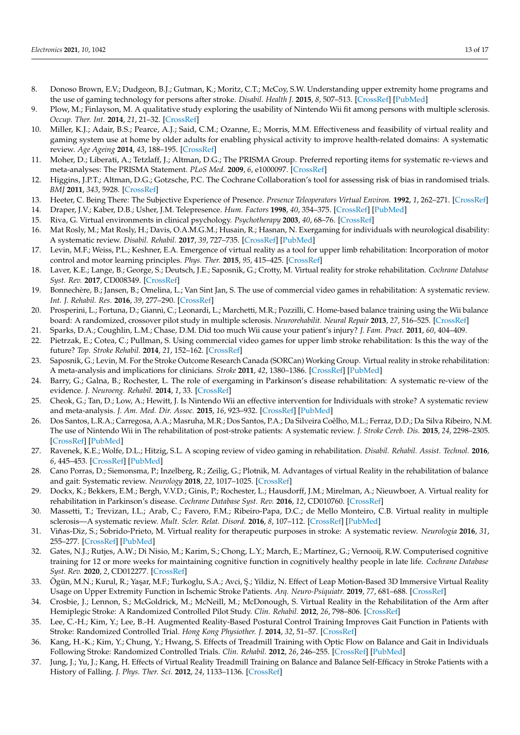8. Donoso Brown, E.V.; Dudgeon, B.J.; Gutman, K.; Moritz, C.T.; McCoy, S.W. Understanding upper extremity home programs and the use of gaming technology for persons after stroke. *Disabil. Health J.* **2015**, *8*, 507–513. [CrossRef] [PubMed]
9. Plow, M.; Finlayson, M. A qualitative study exploring the usability of Nintendo Wii fit among persons with multiple sclerosis. *Occup. Ther. Int.* **2014**, *21*, 21–32. [CrossRef]
10. Miller, K.J.; Adair, B.S.; Pearce, A.J.; Said, C.M.; Ozanne, E.; Morris, M.M. Effectiveness and feasibility of virtual reality and gaming system use at home by older adults for enabling physical activity to improve health-related domains: A systematic review. *Age Ageing* **2014**, *43*, 188–195. [CrossRef]
11. Moher, D.; Liberati, A.; Tetzlaff, J.; Altman, D.G.; The PRISMA Group. Preferred reporting items for systematic re-views and meta-analyses: The PRISMA Statement. *PLoS Med.* **2009**, *6*, e1000097. [CrossRef]
12. Higgins, J.P.T.; Altman, D.G.; Gotzsche, P.C. The Cochrane Collaboration's tool for assessing risk of bias in randomised trials. *BMJ* **2011**, *343*, 5928. [CrossRef]
13. Heeter, C. Being There: The Subjective Experience of Presence. *Presence Teleoperators Virtual Environ.* **1992**, *1*, 262–271. [CrossRef]
14. Draper, J.V.; Kaber, D.B.; Usher, J.M. Telepresence. *Hum. Factors* **1998**, *40*, 354–375. [CrossRef] [PubMed]
15. Riva, G. Virtual environments in clinical psychology. *Psychotherapy* **2003**, *40*, 68–76. [CrossRef]
16. Mat Rosly, M.; Mat Rosly, H.; Davis, O.A.M.G.M.; Husain, R.; Hasnan, N. Exergaming for individuals with neurological disability: A systematic review. *Disabil. Rehabil.* **2017**, *39*, 727–735. [CrossRef] [PubMed]
17. Levin, M.F.; Weiss, P.L.; Keshner, E.A. Emergence of virtual reality as a tool for upper limb rehabilitation: Incorporation of motor control and motor learning principles. *Phys. Ther.* **2015**, *95*, 415–425. [CrossRef]
18. Laver, K.E.; Lange, B.; George, S.; Deutsch, J.E.; Saposnik, G.; Crotty, M. Virtual reality for stroke rehabilitation. *Cochrane Database Syst. Rev.* **2017**, CD008349. [CrossRef]
19. Bonnechère, B.; Jansen, B.; Omelina, L.; Van Sint Jan, S. The use of commercial video games in rehabilitation: A systematic review. *Int. J. Rehabil. Res.* **2016**, *39*, 277–290. [CrossRef]
20. Prosperini, L.; Fortuna, D.; Giannì, C.; Leonardi, L.; Marchetti, M.R.; Pozzilli, C. Home-based balance training using the Wii balance board: A randomized, crossover pilot study in multiple sclerosis. *Neurorehabilit. Neural Repair* **2013**, *27*, 516–525. [CrossRef]
21. Sparks, D.A.; Coughlin, L.M.; Chase, D.M. Did too much Wii cause your patient's injury? *J. Fam. Pract.* **2011**, *60*, 404–409.
22. Pietrzak, E.; Cotea, C.; Pullman, S. Using commercial video games for upper limb stroke rehabilitation: Is this the way of the future? *Top. Stroke Rehabil.* **2014**, *21*, 152–162. [CrossRef]
23. Saposnik, G.; Levin, M. For the Stroke Outcome Research Canada (SORCan) Working Group. Virtual reality in stroke rehabilitation: A meta-analysis and implications for clinicians. *Stroke* **2011**, *42*, 1380–1386. [CrossRef] [PubMed]
24. Barry, G.; Galna, B.; Rochester, L. The role of exergaming in Parkinson's disease rehabilitation: A systematic re-view of the evidence. *J. Neuroeng. Rehabil.* **2014**, *1*, 33. [CrossRef]
25. Cheok, G.; Tan, D.; Low, A.; Hewitt, J. Is Nintendo Wii an effective intervention for Individuals with stroke? A systematic review and meta-analysis. *J. Am. Med. Dir. Assoc.* **2015**, *16*, 923–932. [CrossRef] [PubMed]
26. Dos Santos, L.R.A.; Carregosa, A.A.; Masruha, M.R.; Dos Santos, P.A.; Da Silveira Coêlho, M.L.; Ferraz, D.D.; Da Silva Ribeiro, N.M. The use of Nintendo Wii in The rehabilitation of post-stroke patients: A systematic review. *J. Stroke Cereb. Dis.* **2015**, *24*, 2298–2305. [CrossRef] [PubMed]
27. Ravenek, K.E.; Wolfe, D.L.; Hitzig, S.L. A scoping review of video gaming in rehabilitation. *Disabil. Rehabil. Assist. Technol.* **2016**, *6*, 445–453. [CrossRef] [PubMed]
28. Cano Porras, D.; Siemonsma, P.; Inzelberg, R.; Zeilig, G.; Plotnik, M. Advantages of virtual Reality in the rehabilitation of balance and gait: Systematic review. *Neurology* **2018**, *22*, 1017–1025. [CrossRef]
29. Dockx, K.; Bekkers, E.M.; Bergh, V.V.D.; Ginis, P.; Rochester, L.; Hausdorff, J.M.; Mirelman, A.; Nieuwboer, A. Virtual reality for rehabilitation in Parkinson's disease. *Cochrane Database Syst. Rev.* **2016**, *12*, CD010760. [CrossRef]
30. Massetti, T.; Trevizan, I.L.; Arab, C.; Favero, F.M.; Ribeiro-Papa, D.C.; de Mello Monteiro, C.B. Virtual reality in multiple sclerosis—A systematic review. *Mult. Scler. Relat. Disord.* **2016**, *8*, 107–112. [CrossRef] [PubMed]
31. Viñas-Diz, S.; Sobrido-Prieto, M. Virtual reality for therapeutic purposes in stroke: A systematic review. *Neurologia* **2016**, *31*, 255–277. [CrossRef] [PubMed]
32. Gates, N.J.; Rutjes, A.W.; Di Nisio, M.; Karim, S.; Chong, L.Y.; March, E.; Martínez, G.; Vernooij, R.W. Computerised cognitive training for 12 or more weeks for maintaining cognitive function in cognitively healthy people in late life. *Cochrane Database Syst. Rev.* **2020**, *2*, CD012277. [CrossRef]
33. Ögün, M.N.; Kurul, R.; Yaşar, M.F.; Turkoglu, S.A.; Avci, Ş.; Yildiz, N. Effect of Leap Motion-Based 3D Immersive Virtual Reality Usage on Upper Extremity Function in Ischemic Stroke Patients. *Arq. Neuro-Psiquiatr.* **2019**, *77*, 681–688. [CrossRef]
34. Crosbie, J.; Lennon, S.; McGoldrick, M.; McNeill, M.; McDonough, S. Virtual Reality in the Rehabilitation of the Arm after Hemiplegic Stroke: A Randomized Controlled Pilot Study. *Clin. Rehabil.* **2012**, *26*, 798–806. [CrossRef]
35. Lee, C.-H.; Kim, Y.; Lee, B.-H. Augmented Reality-Based Postural Control Training Improves Gait Function in Patients with Stroke: Randomized Controlled Trial. *Hong Kong Physiother. J.* **2014**, *32*, 51–57. [CrossRef]
36. Kang, H.-K.; Kim, Y.; Chung, Y.; Hwang, S. Effects of Treadmill Training with Optic Flow on Balance and Gait in Individuals Following Stroke: Randomized Controlled Trials. *Clin. Rehabil.* **2012**, *26*, 246–255. [CrossRef] [PubMed]
37. Jung, J.; Yu, J.; Kang, H. Effects of Virtual Reality Treadmill Training on Balance and Balance Self-Efficacy in Stroke Patients with a History of Falling. *J. Phys. Ther. Sci.* **2012**, *24*, 1133–1136. [CrossRef]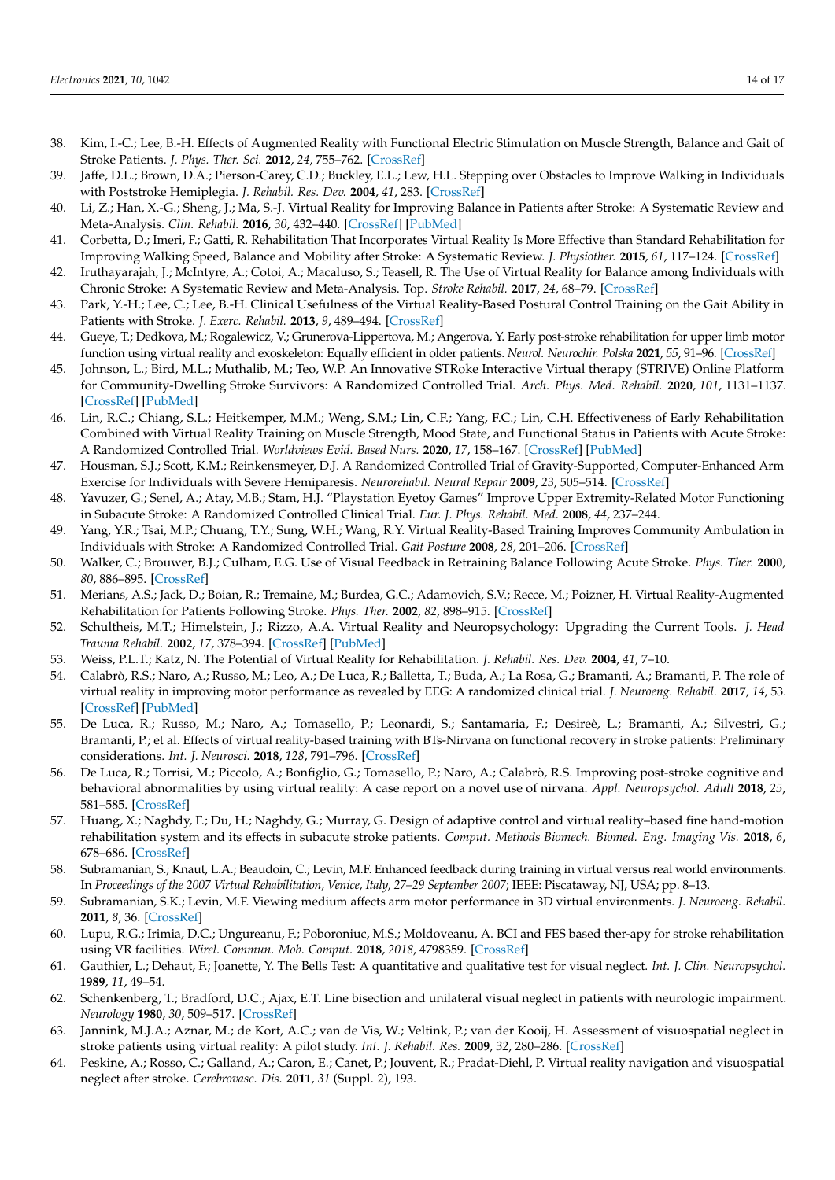38. Kim, I.-C.; Lee, B.-H. Effects of Augmented Reality with Functional Electric Stimulation on Muscle Strength, Balance and Gait of Stroke Patients. *J. Phys. Ther. Sci.* **2012**, *24*, 755–762. [CrossRef]
39. Jaffe, D.L.; Brown, D.A.; Pierson-Carey, C.D.; Buckley, E.L.; Lew, H.L. Stepping over Obstacles to Improve Walking in Individuals with Poststroke Hemiplegia. *J. Rehabil. Res. Dev.* **2004**, *41*, 283. [CrossRef]
40. Li, Z.; Han, X.-G.; Sheng, J.; Ma, S.-J. Virtual Reality for Improving Balance in Patients after Stroke: A Systematic Review and Meta-Analysis. *Clin. Rehabil.* **2016**, *30*, 432–440. [CrossRef] [PubMed]
41. Corbetta, D.; Imeri, F.; Gatti, R. Rehabilitation That Incorporates Virtual Reality Is More Effective than Standard Rehabilitation for Improving Walking Speed, Balance and Mobility after Stroke: A Systematic Review. *J. Physiother.* **2015**, *61*, 117–124. [CrossRef]
42. Iruthayarajah, J.; McIntyre, A.; Cotoi, A.; Macaluso, S.; Teasell, R. The Use of Virtual Reality for Balance among Individuals with Chronic Stroke: A Systematic Review and Meta-Analysis. Top. *Stroke Rehabil.* **2017**, *24*, 68–79. [CrossRef]
43. Park, Y.-H.; Lee, C.; Lee, B.-H. Clinical Usefulness of the Virtual Reality-Based Postural Control Training on the Gait Ability in Patients with Stroke. *J. Exerc. Rehabil.* **2013**, *9*, 489–494. [CrossRef]
44. Gueye, T.; Dedkova, M.; Rogalewicz, V.; Grunerova-Lippertova, M.; Angerova, Y. Early post-stroke rehabilitation for upper limb motor function using virtual reality and exoskeleton: Equally efficient in older patients. *Neurol. Neurochir. Polska* **2021**, *55*, 91–96. [CrossRef]
45. Johnson, L.; Bird, M.L.; Muthalib, M.; Teo, W.P. An Innovative STRoke Interactive Virtual therapy (STRIVE) Online Platform for Community-Dwelling Stroke Survivors: A Randomized Controlled Trial. *Arch. Phys. Med. Rehabil.* **2020**, *101*, 1131–1137. [CrossRef] [PubMed]
46. Lin, R.C.; Chiang, S.L.; Heitkemper, M.M.; Weng, S.M.; Lin, C.F.; Yang, F.C.; Lin, C.H. Effectiveness of Early Rehabilitation Combined with Virtual Reality Training on Muscle Strength, Mood State, and Functional Status in Patients with Acute Stroke: A Randomized Controlled Trial. *Worldviews Evid. Based Nurs.* **2020**, *17*, 158–167. [CrossRef] [PubMed]
47. Housman, S.J.; Scott, K.M.; Reinkensmeyer, D.J. A Randomized Controlled Trial of Gravity-Supported, Computer-Enhanced Arm Exercise for Individuals with Severe Hemiparesis. *Neurorehabil. Neural Repair* **2009**, *23*, 505–514. [CrossRef]
48. Yavuzer, G.; Senel, A.; Atay, M.B.; Stam, H.J. "Playstation Eyetoy Games" Improve Upper Extremity-Related Motor Functioning in Subacute Stroke: A Randomized Controlled Clinical Trial. *Eur. J. Phys. Rehabil. Med.* **2008**, *44*, 237–244.
49. Yang, Y.R.; Tsai, M.P.; Chuang, T.Y.; Sung, W.H.; Wang, R.Y. Virtual Reality-Based Training Improves Community Ambulation in Individuals with Stroke: A Randomized Controlled Trial. *Gait Posture* **2008**, *28*, 201–206. [CrossRef]
50. Walker, C.; Brouwer, B.J.; Culham, E.G. Use of Visual Feedback in Retraining Balance Following Acute Stroke. *Phys. Ther.* **2000**, *80*, 886–895. [CrossRef]
51. Merians, A.S.; Jack, D.; Boian, R.; Tremaine, M.; Burdea, G.C.; Adamovich, S.V.; Recce, M.; Poizner, H. Virtual Reality-Augmented Rehabilitation for Patients Following Stroke. *Phys. Ther.* **2002**, *82*, 898–915. [CrossRef]
52. Schultheis, M.T.; Himelstein, J.; Rizzo, A.A. Virtual Reality and Neuropsychology: Upgrading the Current Tools. *J. Head Trauma Rehabil.* **2002**, *17*, 378–394. [CrossRef] [PubMed]
53. Weiss, P.L.T.; Katz, N. The Potential of Virtual Reality for Rehabilitation. *J. Rehabil. Res. Dev.* **2004**, *41*, 7–10.
54. Calabrò, R.S.; Naro, A.; Russo, M.; Leo, A.; De Luca, R.; Balletta, T.; Buda, A.; La Rosa, G.; Bramanti, A.; Bramanti, P. The role of virtual reality in improving motor performance as revealed by EEG: A randomized clinical trial. *J. Neuroeng. Rehabil.* **2017**, *14*, 53. [CrossRef] [PubMed]
55. De Luca, R.; Russo, M.; Naro, A.; Tomasello, P.; Leonardi, S.; Santamaria, F.; Desireè, L.; Bramanti, A.; Silvestri, G.; Bramanti, P.; et al. Effects of virtual reality-based training with BTs-Nirvana on functional recovery in stroke patients: Preliminary considerations. *Int. J. Neurosci.* **2018**, *128*, 791–796. [CrossRef]
56. De Luca, R.; Torrisi, M.; Piccolo, A.; Bonfiglio, G.; Tomasello, P.; Naro, A.; Calabrò, R.S. Improving post-stroke cognitive and behavioral abnormalities by using virtual reality: A case report on a novel use of nirvana. *Appl. Neuropsychol. Adult* **2018**, *25*, 581–585. [CrossRef]
57. Huang, X.; Naghdy, F.; Du, H.; Naghdy, G.; Murray, G. Design of adaptive control and virtual reality–based fine hand-motion rehabilitation system and its effects in subacute stroke patients. *Comput. Methods Biomech. Biomed. Eng. Imaging Vis.* **2018**, *6*, 678–686. [CrossRef]
58. Subramanian, S.; Knaut, L.A.; Beaudoin, C.; Levin, M.F. Enhanced feedback during training in virtual versus real world environments. In *Proceedings of the 2007 Virtual Rehabilitation, Venice, Italy, 27–29 September 2007*; IEEE: Piscataway, NJ, USA; pp. 8–13.
59. Subramanian, S.K.; Levin, M.F. Viewing medium affects arm motor performance in 3D virtual environments. *J. Neuroeng. Rehabil.* **2011**, *8*, 36. [CrossRef]
60. Lupu, R.G.; Irimia, D.C.; Ungureanu, F.; Poboroniuc, M.S.; Moldoveanu, A. BCI and FES based ther-apy for stroke rehabilitation using VR facilities. *Wirel. Commun. Mob. Comput.* **2018**, *2018*, 4798359. [CrossRef]
61. Gauthier, L.; Dehaut, F.; Joanette, Y. The Bells Test: A quantitative and qualitative test for visual neglect. *Int. J. Clin. Neuropsychol.* **1989**, *11*, 49–54.
62. Schenkenberg, T.; Bradford, D.C.; Ajax, E.T. Line bisection and unilateral visual neglect in patients with neurologic impairment. *Neurology* **1980**, *30*, 509–517. [CrossRef]
63. Jannink, M.J.A.; Aznar, M.; de Kort, A.C.; van de Vis, W.; Veltink, P.; van der Kooij, H. Assessment of visuospatial neglect in stroke patients using virtual reality: A pilot study. *Int. J. Rehabil. Res.* **2009**, *32*, 280–286. [CrossRef]
64. Peskine, A.; Rosso, C.; Galland, A.; Caron, E.; Canet, P.; Jouvent, R.; Pradat-Diehl, P. Virtual reality navigation and visuospatial neglect after stroke. *Cerebrovasc. Dis.* **2011**, *31* (Suppl. 2), 193.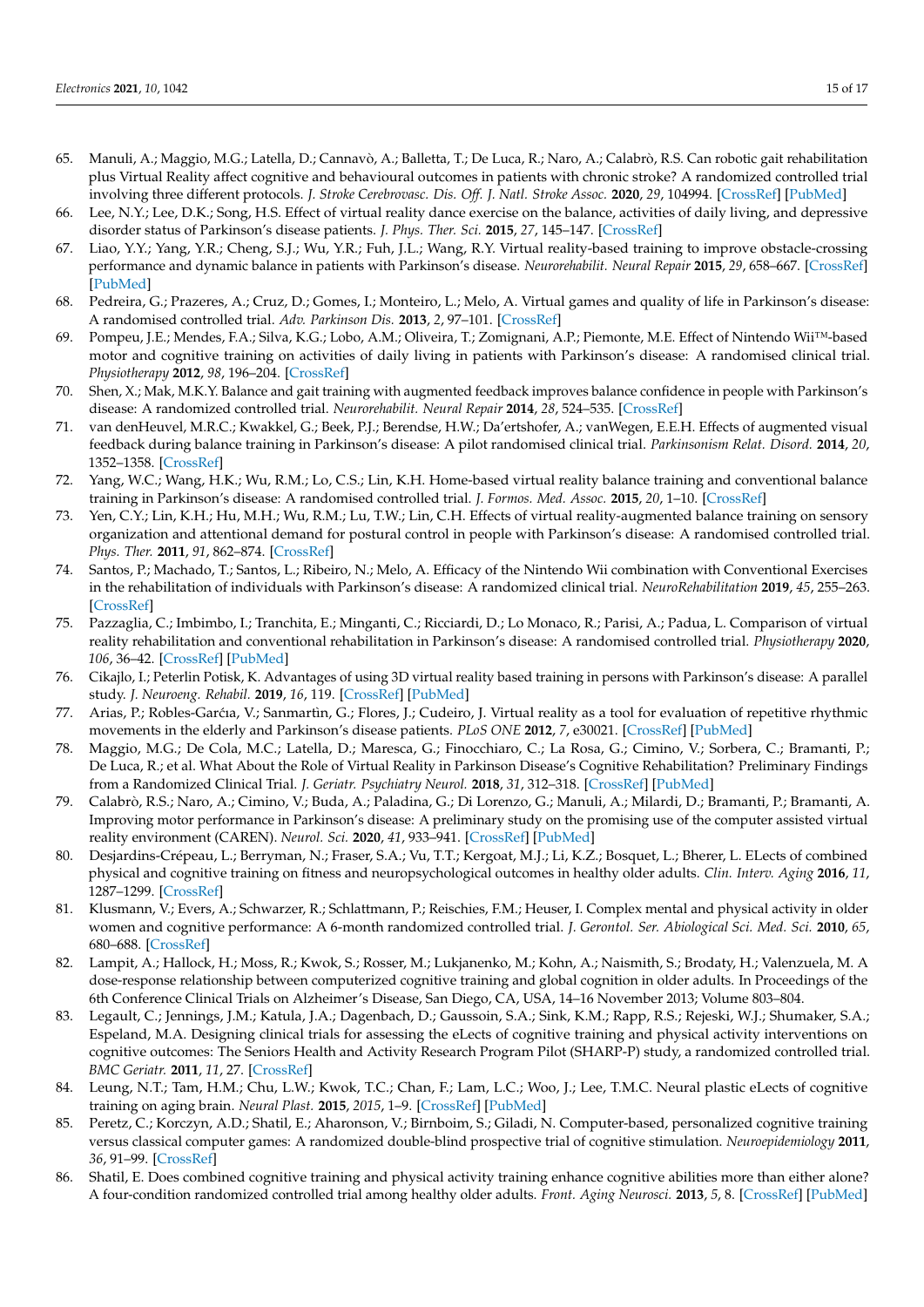65. Manuli, A.; Maggio, M.G.; Latella, D.; Cannavò, A.; Balletta, T.; De Luca, R.; Naro, A.; Calabrò, R.S. Can robotic gait rehabilitation plus Virtual Reality affect cognitive and behavioural outcomes in patients with chronic stroke? A randomized controlled trial involving three different protocols. *J. Stroke Cerebrovasc. Dis. Off. J. Natl. Stroke Assoc.* **2020**, *29*, 104994. [CrossRef] [PubMed]
66. Lee, N.Y.; Lee, D.K.; Song, H.S. Effect of virtual reality dance exercise on the balance, activities of daily living, and depressive disorder status of Parkinson's disease patients. *J. Phys. Ther. Sci.* **2015**, *27*, 145–147. [CrossRef]
67. Liao, Y.Y.; Yang, Y.R.; Cheng, S.J.; Wu, Y.R.; Fuh, J.L.; Wang, R.Y. Virtual reality-based training to improve obstacle-crossing performance and dynamic balance in patients with Parkinson's disease. *Neurorehabilit. Neural Repair* **2015**, *29*, 658–667. [CrossRef] [PubMed]
68. Pedreira, G.; Prazeres, A.; Cruz, D.; Gomes, I.; Monteiro, L.; Melo, A. Virtual games and quality of life in Parkinson's disease: A randomised controlled trial. *Adv. Parkinson Dis.* **2013**, *2*, 97–101. [CrossRef]
69. Pompeu, J.E.; Mendes, F.A.; Silva, K.G.; Lobo, A.M.; Oliveira, T.; Zomignani, A.P.; Piemonte, M.E. Effect of Nintendo Wii™-based motor and cognitive training on activities of daily living in patients with Parkinson's disease: A randomised clinical trial. *Physiotherapy* **2012**, *98*, 196–204. [CrossRef]
70. Shen, X.; Mak, M.K.Y. Balance and gait training with augmented feedback improves balance confidence in people with Parkinson's disease: A randomized controlled trial. *Neurorehabilit. Neural Repair* **2014**, *28*, 524–535. [CrossRef]
71. van denHeuvel, M.R.C.; Kwakkel, G.; Beek, P.J.; Berendse, H.W.; Da'ertshofer, A.; vanWegen, E.E.H. Effects of augmented visual feedback during balance training in Parkinson's disease: A pilot randomised clinical trial. *Parkinsonism Relat. Disord.* **2014**, *20*, 1352–1358. [CrossRef]
72. Yang, W.C.; Wang, H.K.; Wu, R.M.; Lo, C.S.; Lin, K.H. Home-based virtual reality balance training and conventional balance training in Parkinson's disease: A randomised controlled trial. *J. Formos. Med. Assoc.* **2015**, *20*, 1–10. [CrossRef]
73. Yen, C.Y.; Lin, K.H.; Hu, M.H.; Wu, R.M.; Lu, T.W.; Lin, C.H. Effects of virtual reality-augmented balance training on sensory organization and attentional demand for postural control in people with Parkinson's disease: A randomised controlled trial. *Phys. Ther.* **2011**, *91*, 862–874. [CrossRef]
74. Santos, P.; Machado, T.; Santos, L.; Ribeiro, N.; Melo, A. Efficacy of the Nintendo Wii combination with Conventional Exercises in the rehabilitation of individuals with Parkinson's disease: A randomized clinical trial. *NeuroRehabilitation* **2019**, *45*, 255–263. [CrossRef]
75. Pazzaglia, C.; Imbimbo, I.; Tranchita, E.; Minganti, C.; Ricciardi, D.; Lo Monaco, R.; Parisi, A.; Padua, L. Comparison of virtual reality rehabilitation and conventional rehabilitation in Parkinson's disease: A randomised controlled trial. *Physiotherapy* **2020**, *106*, 36–42. [CrossRef] [PubMed]
76. Cikajlo, I.; Peterlin Potisk, K. Advantages of using 3D virtual reality based training in persons with Parkinson's disease: A parallel study. *J. Neuroeng. Rehabil.* **2019**, *16*, 119. [CrossRef] [PubMed]
77. Arias, P.; Robles-Garćia, V.; Sanmartin, G.; Flores, J.; Cudeiro, J. Virtual reality as a tool for evaluation of repetitive rhythmic movements in the elderly and Parkinson's disease patients. *PLoS ONE* **2012**, *7*, e30021. [CrossRef] [PubMed]
78. Maggio, M.G.; De Cola, M.C.; Latella, D.; Maresca, G.; Finocchiaro, C.; La Rosa, G.; Cimino, V.; Sorbera, C.; Bramanti, P.; De Luca, R.; et al. What About the Role of Virtual Reality in Parkinson Disease's Cognitive Rehabilitation? Preliminary Findings from a Randomized Clinical Trial. *J. Geriatr. Psychiatry Neurol.* **2018**, *31*, 312–318. [CrossRef] [PubMed]
79. Calabrò, R.S.; Naro, A.; Cimino, V.; Buda, A.; Paladina, G.; Di Lorenzo, G.; Manuli, A.; Milardi, D.; Bramanti, P.; Bramanti, A. Improving motor performance in Parkinson's disease: A preliminary study on the promising use of the computer assisted virtual reality environment (CAREN). *Neurol. Sci.* **2020**, *41*, 933–941. [CrossRef] [PubMed]
80. Desjardins-Crépeau, L.; Berryman, N.; Fraser, S.A.; Vu, T.T.; Kergoat, M.J.; Li, K.Z.; Bosquet, L.; Bherer, L. ELects of combined physical and cognitive training on fitness and neuropsychological outcomes in healthy older adults. *Clin. Interv. Aging* **2016**, *11*, 1287–1299. [CrossRef]
81. Klusmann, V.; Evers, A.; Schwarzer, R.; Schlattmann, P.; Reischies, F.M.; Heuser, I. Complex mental and physical activity in older women and cognitive performance: A 6-month randomized controlled trial. *J. Gerontol. Ser. Abiological Sci. Med. Sci.* **2010**, *65*, 680–688. [CrossRef]
82. Lampit, A.; Hallock, H.; Moss, R.; Kwok, S.; Rosser, M.; Lukjanenko, M.; Kohn, A.; Naismith, S.; Brodaty, H.; Valenzuela, M. A dose-response relationship between computerized cognitive training and global cognition in older adults. In Proceedings of the 6th Conference Clinical Trials on Alzheimer's Disease, San Diego, CA, USA, 14–16 November 2013; Volume 803–804.
83. Legault, C.; Jennings, J.M.; Katula, J.A.; Dagenbach, D.; Gaussoin, S.A.; Sink, K.M.; Rapp, R.S.; Rejeski, W.J.; Shumaker, S.A.; Espeland, M.A. Designing clinical trials for assessing the eLects of cognitive training and physical activity interventions on cognitive outcomes: The Seniors Health and Activity Research Program Pilot (SHARP-P) study, a randomized controlled trial. *BMC Geriatr.* **2011**, *11*, 27. [CrossRef]
84. Leung, N.T.; Tam, H.M.; Chu, L.W.; Kwok, T.C.; Chan, F.; Lam, L.C.; Woo, J.; Lee, T.M.C. Neural plastic eLects of cognitive training on aging brain. *Neural Plast.* **2015**, *2015*, 1–9. [CrossRef] [PubMed]
85. Peretz, C.; Korczyn, A.D.; Shatil, E.; Aharonson, V.; Birnboim, S.; Giladi, N. Computer-based, personalized cognitive training versus classical computer games: A randomized double-blind prospective trial of cognitive stimulation. *Neuroepidemiology* **2011**, *36*, 91–99. [CrossRef]
86. Shatil, E. Does combined cognitive training and physical activity training enhance cognitive abilities more than either alone? A four-condition randomized controlled trial among healthy older adults. *Front. Aging Neurosci.* **2013**, *5*, 8. [CrossRef] [PubMed]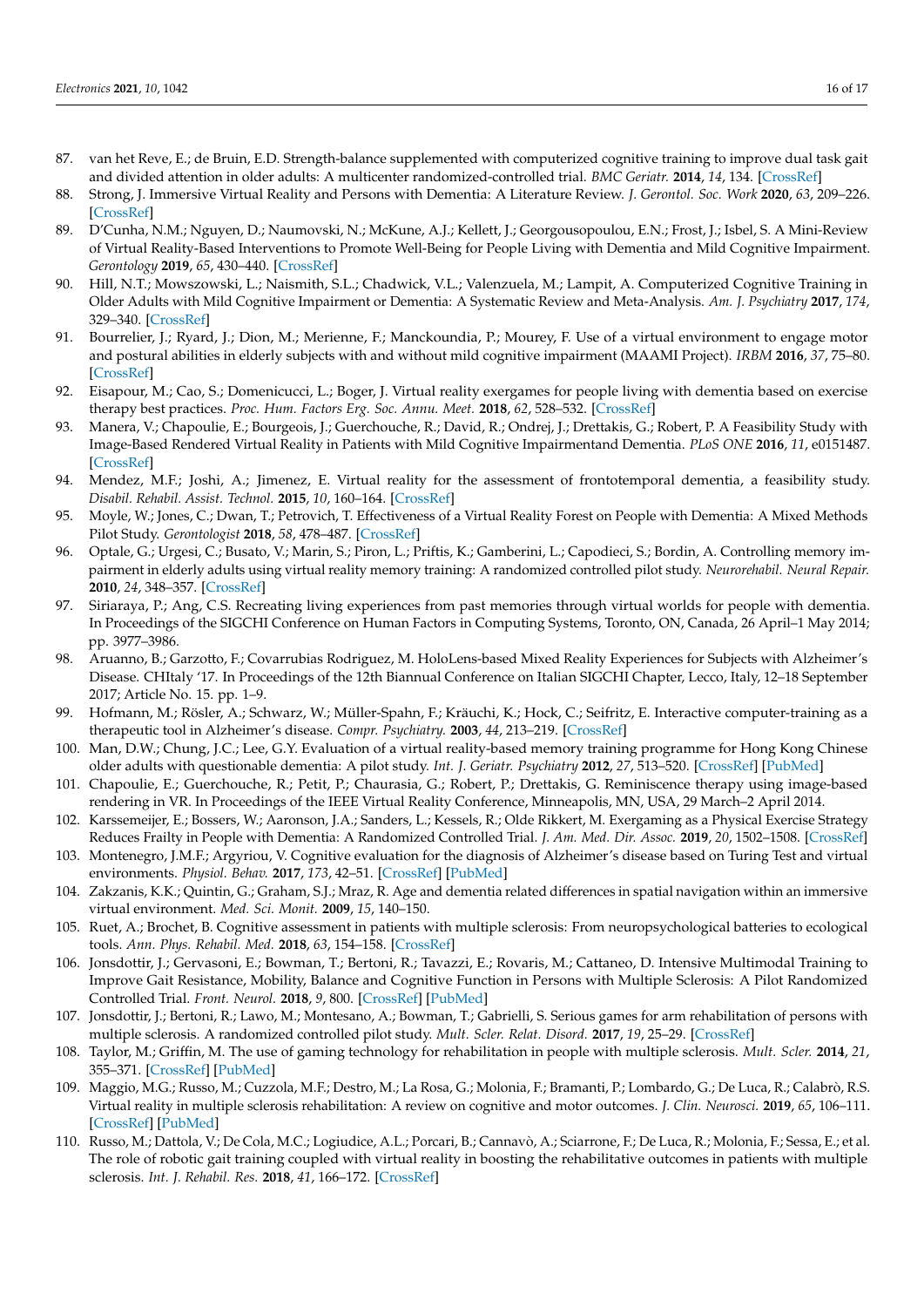87. van het Reve, E.; de Bruin, E.D. Strength-balance supplemented with computerized cognitive training to improve dual task gait and divided attention in older adults: A multicenter randomized-controlled trial. *BMC Geriatr.* **2014**, *14*, 134. [CrossRef]
88. Strong, J. Immersive Virtual Reality and Persons with Dementia: A Literature Review. *J. Gerontol. Soc. Work* **2020**, *63*, 209–226. [CrossRef]
89. D'Cunha, N.M.; Nguyen, D.; Naumovski, N.; McKune, A.J.; Kellett, J.; Georgousopoulou, E.N.; Frost, J.; Isbel, S. A Mini-Review of Virtual Reality-Based Interventions to Promote Well-Being for People Living with Dementia and Mild Cognitive Impairment. *Gerontology* **2019**, *65*, 430–440. [CrossRef]
90. Hill, N.T.; Mowszowski, L.; Naismith, S.L.; Chadwick, V.L.; Valenzuela, M.; Lampit, A. Computerized Cognitive Training in Older Adults with Mild Cognitive Impairment or Dementia: A Systematic Review and Meta-Analysis. *Am. J. Psychiatry* **2017**, *174*, 329–340. [CrossRef]
91. Bourrelier, J.; Ryard, J.; Dion, M.; Merienne, F.; Manckoundia, P.; Mourey, F. Use of a virtual environment to engage motor and postural abilities in elderly subjects with and without mild cognitive impairment (MAAMI Project). *IRBM* **2016**, *37*, 75–80. [CrossRef]
92. Eisapour, M.; Cao, S.; Domenicucci, L.; Boger, J. Virtual reality exergames for people living with dementia based on exercise therapy best practices. *Proc. Hum. Factors Erg. Soc. Annu. Meet.* **2018**, *62*, 528–532. [CrossRef]
93. Manera, V.; Chapoulie, E.; Bourgeois, J.; Guerchouche, R.; David, R.; Ondrej, J.; Drettakis, G.; Robert, P. A Feasibility Study with Image-Based Rendered Virtual Reality in Patients with Mild Cognitive Impairmentand Dementia. *PLoS ONE* **2016**, *11*, e0151487. [CrossRef]
94. Mendez, M.F.; Joshi, A.; Jimenez, E. Virtual reality for the assessment of frontotemporal dementia, a feasibility study. *Disabil. Rehabil. Assist. Technol.* **2015**, *10*, 160–164. [CrossRef]
95. Moyle, W.; Jones, C.; Dwan, T.; Petrovich, T. Effectiveness of a Virtual Reality Forest on People with Dementia: A Mixed Methods Pilot Study. *Gerontologist* **2018**, *58*, 478–487. [CrossRef]
96. Optale, G.; Urgesi, C.; Busato, V.; Marin, S.; Piron, L.; Priftis, K.; Gamberini, L.; Capodieci, S.; Bordin, A. Controlling memory impairment in elderly adults using virtual reality memory training: A randomized controlled pilot study. *Neurorehabil. Neural Repair.* **2010**, *24*, 348–357. [CrossRef]
97. Siriaraya, P.; Ang, C.S. Recreating living experiences from past memories through virtual worlds for people with dementia. In Proceedings of the SIGCHI Conference on Human Factors in Computing Systems, Toronto, ON, Canada, 26 April–1 May 2014; pp. 3977–3986.
98. Aruanno, B.; Garzotto, F.; Covarrubias Rodriguez, M. HoloLens-based Mixed Reality Experiences for Subjects with Alzheimer's Disease. CHItaly '17. In Proceedings of the 12th Biannual Conference on Italian SIGCHI Chapter, Lecco, Italy, 12–18 September 2017; Article No. 15. pp. 1–9.
99. Hofmann, M.; Rösler, A.; Schwarz, W.; Müller-Spahn, F.; Kräuchi, K.; Hock, C.; Seifritz, E. Interactive computer-training as a therapeutic tool in Alzheimer's disease. *Compr. Psychiatry.* **2003**, *44*, 213–219. [CrossRef]
100. Man, D.W.; Chung, J.C.; Lee, G.Y. Evaluation of a virtual reality-based memory training programme for Hong Kong Chinese older adults with questionable dementia: A pilot study. *Int. J. Geriatr. Psychiatry* **2012**, *27*, 513–520. [CrossRef] [PubMed]
101. Chapoulie, E.; Guerchouche, R.; Petit, P.; Chaurasia, G.; Robert, P.; Drettakis, G. Reminiscence therapy using image-based rendering in VR. In Proceedings of the IEEE Virtual Reality Conference, Minneapolis, MN, USA, 29 March–2 April 2014.
102. Karssemeijer, E.; Bossers, W.; Aaronson, J.A.; Sanders, L.; Kessels, R.; Olde Rikkert, M. Exergaming as a Physical Exercise Strategy Reduces Frailty in People with Dementia: A Randomized Controlled Trial. *J. Am. Med. Dir. Assoc.* **2019**, *20*, 1502–1508. [CrossRef]
103. Montenegro, J.M.F.; Argyriou, V. Cognitive evaluation for the diagnosis of Alzheimer's disease based on Turing Test and virtual environments. *Physiol. Behav.* **2017**, *173*, 42–51. [CrossRef] [PubMed]
104. Zakzanis, K.K.; Quintin, G.; Graham, S.J.; Mraz, R. Age and dementia related differences in spatial navigation within an immersive virtual environment. *Med. Sci. Monit.* **2009**, *15*, 140–150.
105. Ruet, A.; Brochet, B. Cognitive assessment in patients with multiple sclerosis: From neuropsychological batteries to ecological tools. *Ann. Phys. Rehabil. Med.* **2018**, *63*, 154–158. [CrossRef]
106. Jonsdottir, J.; Gervasoni, E.; Bowman, T.; Bertoni, R.; Tavazzi, E.; Rovaris, M.; Cattaneo, D. Intensive Multimodal Training to Improve Gait Resistance, Mobility, Balance and Cognitive Function in Persons with Multiple Sclerosis: A Pilot Randomized Controlled Trial. *Front. Neurol.* **2018**, *9*, 800. [CrossRef] [PubMed]
107. Jonsdottir, J.; Bertoni, R.; Lawo, M.; Montesano, A.; Bowman, T.; Gabrielli, S. Serious games for arm rehabilitation of persons with multiple sclerosis. A randomized controlled pilot study. *Mult. Scler. Relat. Disord.* **2017**, *19*, 25–29. [CrossRef]
108. Taylor, M.; Griffin, M. The use of gaming technology for rehabilitation in people with multiple sclerosis. *Mult. Scler.* **2014**, *21*, 355–371. [CrossRef] [PubMed]
109. Maggio, M.G.; Russo, M.; Cuzzola, M.F.; Destro, M.; La Rosa, G.; Molonia, F.; Bramanti, P.; Lombardo, G.; De Luca, R.; Calabrò, R.S. Virtual reality in multiple sclerosis rehabilitation: A review on cognitive and motor outcomes. *J. Clin. Neurosci.* **2019**, *65*, 106–111. [CrossRef] [PubMed]
110. Russo, M.; Dattola, V.; De Cola, M.C.; Logiudice, A.L.; Porcari, B.; Cannavò, A.; Sciarrone, F.; De Luca, R.; Molonia, F.; Sessa, E.; et al. The role of robotic gait training coupled with virtual reality in boosting the rehabilitative outcomes in patients with multiple sclerosis. *Int. J. Rehabil. Res.* **2018**, *41*, 166–172. [CrossRef]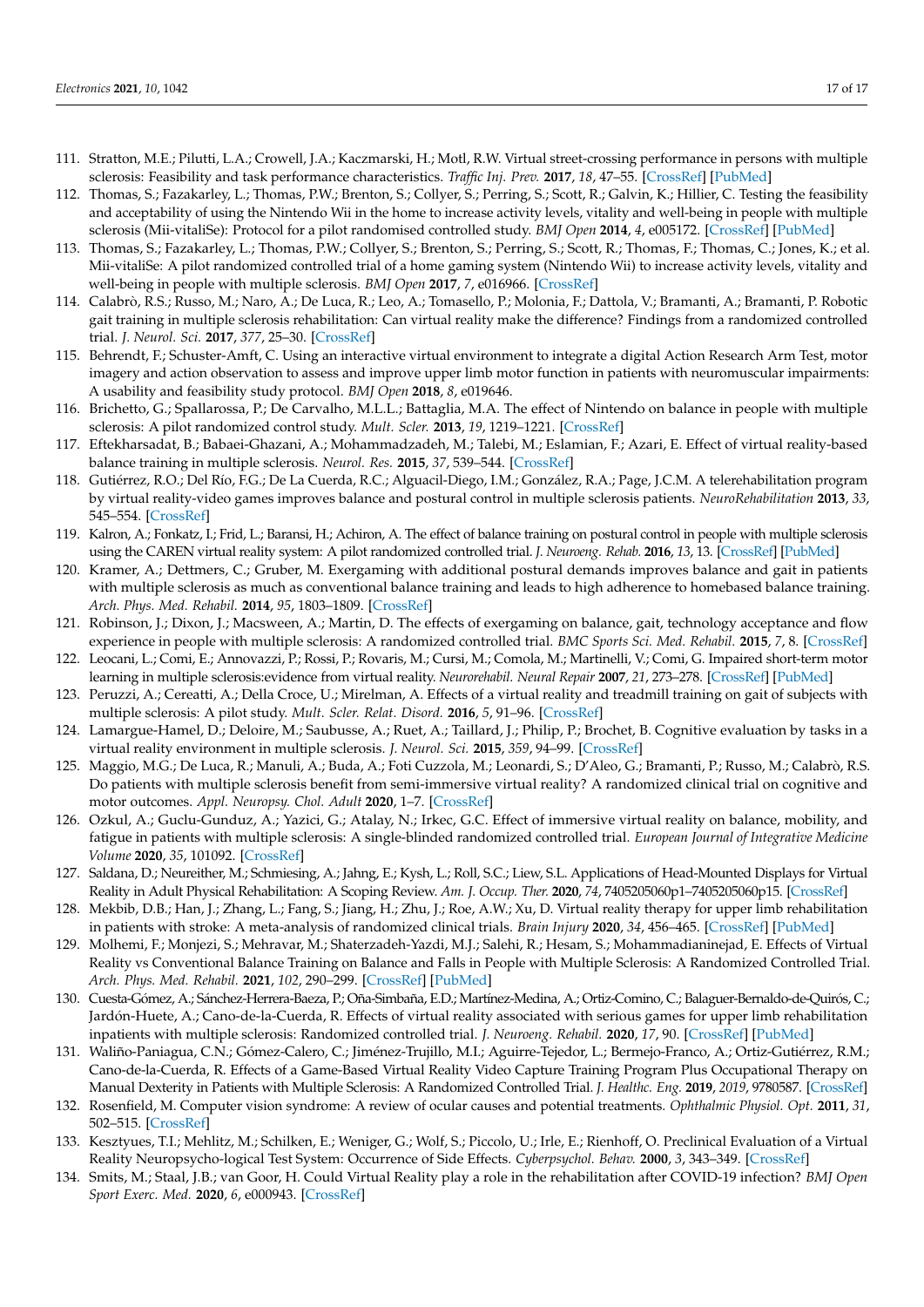111. Stratton, M.E.; Pilutti, L.A.; Crowell, J.A.; Kaczmarski, H.; Motl, R.W. Virtual street-crossing performance in persons with multiple sclerosis: Feasibility and task performance characteristics. *Traffic Inj. Prev.* **2017**, *18*, 47–55. [CrossRef] [PubMed]
112. Thomas, S.; Fazakarley, L.; Thomas, P.W.; Brenton, S.; Collyer, S.; Perring, S.; Scott, R.; Galvin, K.; Hillier, C. Testing the feasibility and acceptability of using the Nintendo Wii in the home to increase activity levels, vitality and well-being in people with multiple sclerosis (Mii-vitaliSe): Protocol for a pilot randomised controlled study. *BMJ Open* **2014**, *4*, e005172. [CrossRef] [PubMed]
113. Thomas, S.; Fazakarley, L.; Thomas, P.W.; Collyer, S.; Brenton, S.; Perring, S.; Scott, R.; Thomas, F.; Thomas, C.; Jones, K.; et al. Mii-vitaliSe: A pilot randomized controlled trial of a home gaming system (Nintendo Wii) to increase activity levels, vitality and well-being in people with multiple sclerosis. *BMJ Open* **2017**, *7*, e016966. [CrossRef]
114. Calabrò, R.S.; Russo, M.; Naro, A.; De Luca, R.; Leo, A.; Tomasello, P.; Molonia, F.; Dattola, V.; Bramanti, A.; Bramanti, P. Robotic gait training in multiple sclerosis rehabilitation: Can virtual reality make the difference? Findings from a randomized controlled trial. *J. Neurol. Sci.* **2017**, *377*, 25–30. [CrossRef]
115. Behrendt, F.; Schuster-Amft, C. Using an interactive virtual environment to integrate a digital Action Research Arm Test, motor imagery and action observation to assess and improve upper limb motor function in patients with neuromuscular impairments: A usability and feasibility study protocol. *BMJ Open* **2018**, *8*, e019646.
116. Brichetto, G.; Spallarossa, P.; De Carvalho, M.L.L.; Battaglia, M.A. The effect of Nintendo on balance in people with multiple sclerosis: A pilot randomized control study. *Mult. Scler.* **2013**, *19*, 1219–1221. [CrossRef]
117. Eftekharsadat, B.; Babaei-Ghazani, A.; Mohammadzadeh, M.; Talebi, M.; Eslamian, F.; Azari, E. Effect of virtual reality-based balance training in multiple sclerosis. *Neurol. Res.* **2015**, *37*, 539–544. [CrossRef]
118. Gutiérrez, R.O.; Del Río, F.G.; De La Cuerda, R.C.; Alguacil-Diego, I.M.; González, R.A.; Page, J.C.M. A telerehabilitation program by virtual reality-video games improves balance and postural control in multiple sclerosis patients. *NeuroRehabilitation* **2013**, *33*, 545–554. [CrossRef]
119. Kalron, A.; Fonkatz, I.; Frid, L.; Baransi, H.; Achiron, A. The effect of balance training on postural control in people with multiple sclerosis using the CAREN virtual reality system: A pilot randomized controlled trial. *J. Neuroeng. Rehab.* **2016**, *13*, 13. [CrossRef] [PubMed]
120. Kramer, A.; Dettmers, C.; Gruber, M. Exergaming with additional postural demands improves balance and gait in patients with multiple sclerosis as much as conventional balance training and leads to high adherence to homebased balance training. *Arch. Phys. Med. Rehabil.* **2014**, *95*, 1803–1809. [CrossRef]
121. Robinson, J.; Dixon, J.; Macsween, A.; Martin, D. The effects of exergaming on balance, gait, technology acceptance and flow experience in people with multiple sclerosis: A randomized controlled trial. *BMC Sports Sci. Med. Rehabil.* **2015**, *7*, 8. [CrossRef]
122. Leocani, L.; Comi, E.; Annovazzi, P.; Rossi, P.; Rovaris, M.; Cursi, M.; Comola, M.; Martinelli, V.; Comi, G. Impaired short-term motor learning in multiple sclerosis:evidence from virtual reality. *Neurorehabil. Neural Repair* **2007**, *21*, 273–278. [CrossRef] [PubMed]
123. Peruzzi, A.; Cereatti, A.; Della Croce, U.; Mirelman, A. Effects of a virtual reality and treadmill training on gait of subjects with multiple sclerosis: A pilot study. *Mult. Scler. Relat. Disord.* **2016**, *5*, 91–96. [CrossRef]
124. Lamargue-Hamel, D.; Deloire, M.; Saubusse, A.; Ruet, A.; Taillard, J.; Philip, P.; Brochet, B. Cognitive evaluation by tasks in a virtual reality environment in multiple sclerosis. *J. Neurol. Sci.* **2015**, *359*, 94–99. [CrossRef]
125. Maggio, M.G.; De Luca, R.; Manuli, A.; Buda, A.; Foti Cuzzola, M.; Leonardi, S.; D'Aleo, G.; Bramanti, P.; Russo, M.; Calabrò, R.S. Do patients with multiple sclerosis benefit from semi-immersive virtual reality? A randomized clinical trial on cognitive and motor outcomes. *Appl. Neuropsy. Chol. Adult* **2020**, 1–7. [CrossRef]
126. Ozkul, A.; Guclu-Gunduz, A.; Yazici, G.; Atalay, N.; Irkec, G.C. Effect of immersive virtual reality on balance, mobility, and fatigue in patients with multiple sclerosis: A single-blinded randomized controlled trial. *European Journal of Integrative Medicine Volume* **2020**, *35*, 101092. [CrossRef]
127. Saldana, D.; Neureither, M.; Schmiesing, A.; Jahng, E.; Kysh, L.; Roll, S.C.; Liew, S.L. Applications of Head-Mounted Displays for Virtual Reality in Adult Physical Rehabilitation: A Scoping Review. *Am. J. Occup. Ther.* **2020**, *74*, 7405205060p1–7405205060p15. [CrossRef]
128. Mekbib, D.B.; Han, J.; Zhang, L.; Fang, S.; Jiang, H.; Zhu, J.; Roe, A.W.; Xu, D. Virtual reality therapy for upper limb rehabilitation in patients with stroke: A meta-analysis of randomized clinical trials. *Brain Injury* **2020**, *34*, 456–465. [CrossRef] [PubMed]
129. Molhemi, F.; Monjezi, S.; Mehravar, M.; Shaterzadeh-Yazdi, M.J.; Salehi, R.; Hesam, S.; Mohammadianinejad, E. Effects of Virtual Reality vs Conventional Balance Training on Balance and Falls in People with Multiple Sclerosis: A Randomized Controlled Trial. *Arch. Phys. Med. Rehabil.* **2021**, *102*, 290–299. [CrossRef] [PubMed]
130. Cuesta-Gómez, A.; Sánchez-Herrera-Baeza, P.; Oña-Simbaña, E.D.; Martínez-Medina, A.; Ortiz-Comino, C.; Balaguer-Bernaldo-de-Quirós, C.; Jardón-Huete, A.; Cano-de-la-Cuerda, R. Effects of virtual reality associated with serious games for upper limb rehabilitation inpatients with multiple sclerosis: Randomized controlled trial. *J. Neuroeng. Rehabil.* **2020**, *17*, 90. [CrossRef] [PubMed]
131. Waliño-Paniagua, C.N.; Gómez-Calero, C.; Jiménez-Trujillo, M.I.; Aguirre-Tejedor, L.; Bermejo-Franco, A.; Ortiz-Gutiérrez, R.M.; Cano-de-la-Cuerda, R. Effects of a Game-Based Virtual Reality Video Capture Training Program Plus Occupational Therapy on Manual Dexterity in Patients with Multiple Sclerosis: A Randomized Controlled Trial. *J. Healthc. Eng.* **2019**, *2019*, 9780587. [CrossRef]
132. Rosenfield, M. Computer vision syndrome: A review of ocular causes and potential treatments. *Ophthalmic Physiol. Opt.* **2011**, *31*, 502–515. [CrossRef]
133. Kesztyues, T.I.; Mehlitz, M.; Schilken, E.; Weniger, G.; Wolf, S.; Piccolo, U.; Irle, E.; Rienhoff, O. Preclinical Evaluation of a Virtual Reality Neuropsycho-logical Test System: Occurrence of Side Effects. *Cyberpsychol. Behav.* **2000**, *3*, 343–349. [CrossRef]
134. Smits, M.; Staal, J.B.; van Goor, H. Could Virtual Reality play a role in the rehabilitation after COVID-19 infection? *BMJ Open Sport Exerc. Med.* **2020**, *6*, e000943. [CrossRef]